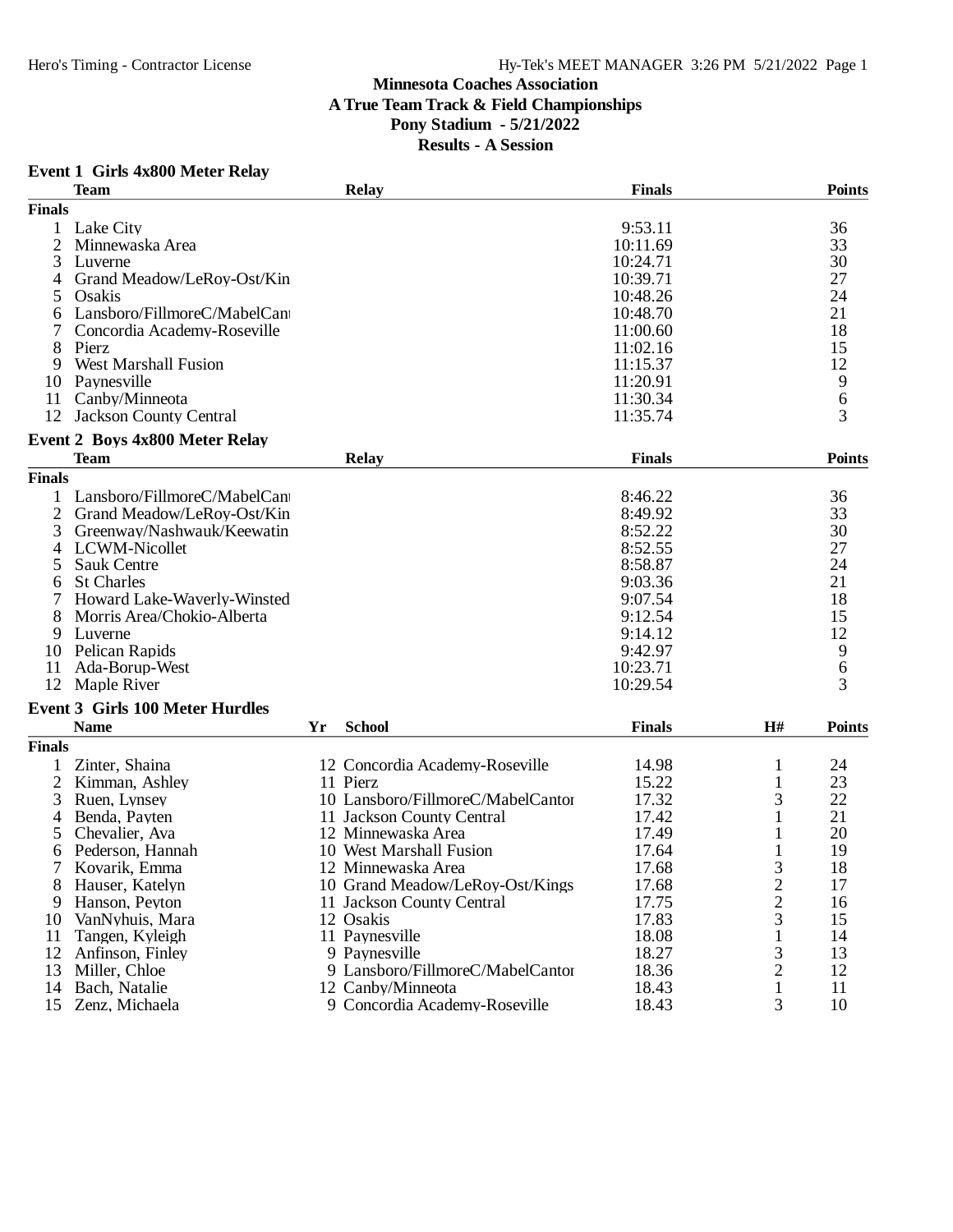# Minnesota Coaches Association
## A True Team Track & Field Championships
### Pony Stadium - 5/21/2022
### Results - A Session

**Event 1 Girls 4x800 Meter Relay**

| | Team | Relay | Finals | Points |
|---|---|---|---|---|
| **Finals** | | | | |
| 1 | Lake City | | 9:53.11 | 36 |
| 2 | Minnewaska Area | | 10:11.69 | 33 |
| 3 | Luverne | | 10:24.71 | 30 |
| 4 | Grand Meadow/LeRoy-Ost/Kin | | 10:39.71 | 27 |
| 5 | Osakis | | 10:48.26 | 24 |
| 6 | Lansboro/FillmoreC/MabelCant | | 10:48.70 | 21 |
| 7 | Concordia Academy-Roseville | | 11:00.60 | 18 |
| 8 | Pierz | | 11:02.16 | 15 |
| 9 | West Marshall Fusion | | 11:15.37 | 12 |
| 10 | Paynesville | | 11:20.91 | 9 |
| 11 | Canby/Minneota | | 11:30.34 | 6 |
| 12 | Jackson County Central | | 11:35.74 | 3 |

**Event 2 Boys 4x800 Meter Relay**

| | Team | Relay | Finals | Points |
|---|---|---|---|---|
| **Finals** | | | | |
| 1 | Lansboro/FillmoreC/MabelCant | | 8:46.22 | 36 |
| 2 | Grand Meadow/LeRoy-Ost/Kin | | 8:49.92 | 33 |
| 3 | Greenway/Nashwauk/Keewatin | | 8:52.22 | 30 |
| 4 | LCWM-Nicollet | | 8:52.55 | 27 |
| 5 | Sauk Centre | | 8:58.87 | 24 |
| 6 | St Charles | | 9:03.36 | 21 |
| 7 | Howard Lake-Waverly-Winsted | | 9:07.54 | 18 |
| 8 | Morris Area/Chokio-Alberta | | 9:12.54 | 15 |
| 9 | Luverne | | 9:14.12 | 12 |
| 10 | Pelican Rapids | | 9:42.97 | 9 |
| 11 | Ada-Borup-West | | 10:23.71 | 6 |
| 12 | Maple River | | 10:29.54 | 3 |

**Event 3 Girls 100 Meter Hurdles**

| | Name | Yr | School | Finals | H# | Points |
|---|---|---|---|---|---|---|
| **Finals** | | | | | | |
| 1 | Zinter, Shaina | 12 | Concordia Academy-Roseville | 14.98 | 1 | 24 |
| 2 | Kimman, Ashley | 11 | Pierz | 15.22 | 1 | 23 |
| 3 | Ruen, Lynsey | 10 | Lansboro/FillmoreC/MabelCantor | 17.32 | 3 | 22 |
| 4 | Benda, Payten | 11 | Jackson County Central | 17.42 | 1 | 21 |
| 5 | Chevalier, Ava | 12 | Minnewaska Area | 17.49 | 1 | 20 |
| 6 | Pederson, Hannah | 10 | West Marshall Fusion | 17.64 | 1 | 19 |
| 7 | Kovarik, Emma | 12 | Minnewaska Area | 17.68 | 3 | 18 |
| 8 | Hauser, Katelyn | 10 | Grand Meadow/LeRoy-Ost/Kings | 17.68 | 2 | 17 |
| 9 | Hanson, Peyton | 11 | Jackson County Central | 17.75 | 2 | 16 |
| 10 | VanNyhuis, Mara | 12 | Osakis | 17.83 | 3 | 15 |
| 11 | Tangen, Kyleigh | 11 | Paynesville | 18.08 | 1 | 14 |
| 12 | Anfinson, Finley | 9 | Paynesville | 18.27 | 3 | 13 |
| 13 | Miller, Chloe | 9 | Lansboro/FillmoreC/MabelCantor | 18.36 | 2 | 12 |
| 14 | Bach, Natalie | 12 | Canby/Minneota | 18.43 | 1 | 11 |
| 15 | Zenz, Michaela | 9 | Concordia Academy-Roseville | 18.43 | 3 | 10 |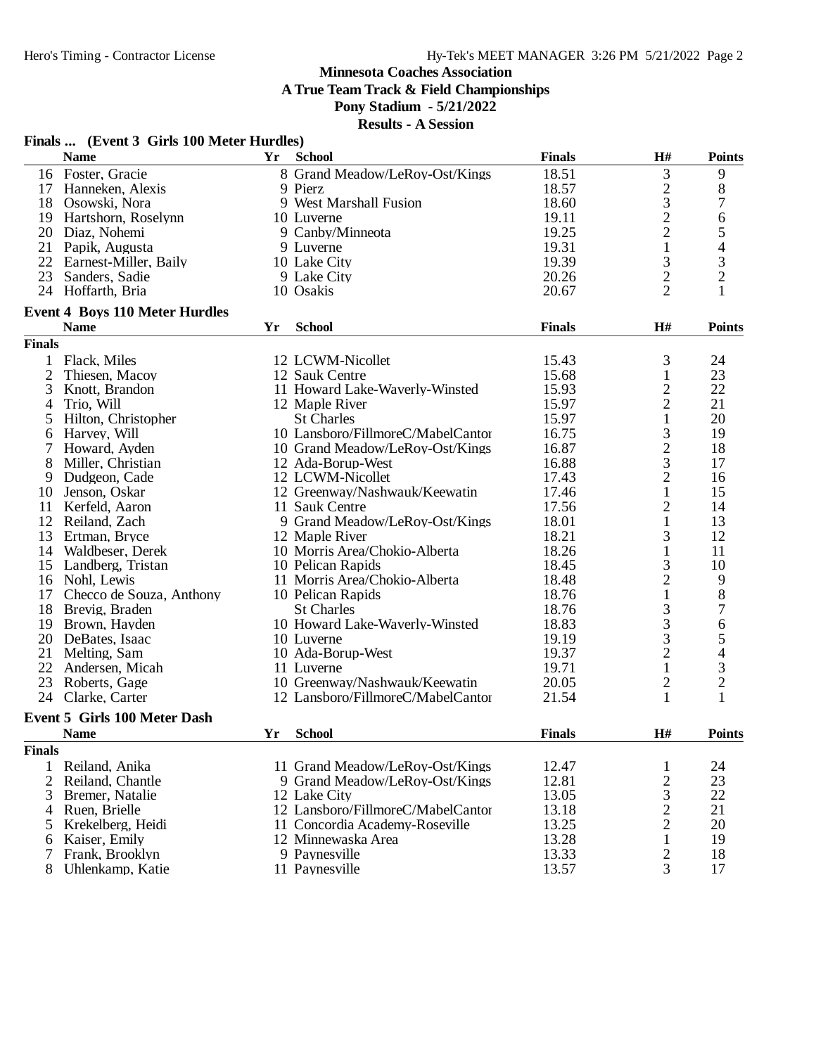## Minnesota Coaches Association

**A True Team Track & Field Championships**

**Pony Stadium - 5/21/2022**

**Results - A Session**

### Finals ... (Event 3 Girls 100 Meter Hurdles)

| | Name | Yr | School | Finals | H# | Points |
|---|---|---|---|---|---|---|
| 16 | Foster, Gracie | 8 | Grand Meadow/LeRoy-Ost/Kings | 18.51 | 3 | 9 |
| 17 | Hanneken, Alexis | 9 | Pierz | 18.57 | 2 | 8 |
| 18 | Osowski, Nora | 9 | West Marshall Fusion | 18.60 | 3 | 7 |
| 19 | Hartshorn, Roselynn | 10 | Luverne | 19.11 | 2 | 6 |
| 20 | Diaz, Nohemi | 9 | Canby/Minneota | 19.25 | 2 | 5 |
| 21 | Papik, Augusta | 9 | Luverne | 19.31 | 1 | 4 |
| 22 | Earnest-Miller, Baily | 10 | Lake City | 19.39 | 3 | 3 |
| 23 | Sanders, Sadie | 9 | Lake City | 20.26 | 2 | 2 |
| 24 | Hoffarth, Bria | 10 | Osakis | 20.67 | 2 | 1 |

### Event 4 Boys 110 Meter Hurdles

**Finals**

| | Name | Yr | School | Finals | H# | Points |
|---|---|---|---|---|---|---|
| 1 | Flack, Miles | 12 | LCWM-Nicollet | 15.43 | 3 | 24 |
| 2 | Thiesen, Macoy | 12 | Sauk Centre | 15.68 | 1 | 23 |
| 3 | Knott, Brandon | 11 | Howard Lake-Waverly-Winsted | 15.93 | 2 | 22 |
| 4 | Trio, Will | 12 | Maple River | 15.97 | 2 | 21 |
| 5 | Hilton, Christopher | | St Charles | 15.97 | 1 | 20 |
| 6 | Harvey, Will | 10 | Lansboro/FillmoreC/MabelCantor | 16.75 | 3 | 19 |
| 7 | Howard, Ayden | 10 | Grand Meadow/LeRoy-Ost/Kings | 16.87 | 2 | 18 |
| 8 | Miller, Christian | 12 | Ada-Borup-West | 16.88 | 3 | 17 |
| 9 | Dudgeon, Cade | 12 | LCWM-Nicollet | 17.43 | 2 | 16 |
| 10 | Jenson, Oskar | 12 | Greenway/Nashwauk/Keewatin | 17.46 | 1 | 15 |
| 11 | Kerfeld, Aaron | 11 | Sauk Centre | 17.56 | 2 | 14 |
| 12 | Reiland, Zach | 9 | Grand Meadow/LeRoy-Ost/Kings | 18.01 | 1 | 13 |
| 13 | Ertman, Bryce | 12 | Maple River | 18.21 | 3 | 12 |
| 14 | Waldbeser, Derek | 10 | Morris Area/Chokio-Alberta | 18.26 | 1 | 11 |
| 15 | Landberg, Tristan | 10 | Pelican Rapids | 18.45 | 3 | 10 |
| 16 | Nohl, Lewis | 11 | Morris Area/Chokio-Alberta | 18.48 | 2 | 9 |
| 17 | Checco de Souza, Anthony | 10 | Pelican Rapids | 18.76 | 1 | 8 |
| 18 | Brevig, Braden | | St Charles | 18.76 | 3 | 7 |
| 19 | Brown, Hayden | 10 | Howard Lake-Waverly-Winsted | 18.83 | 3 | 6 |
| 20 | DeBates, Isaac | 10 | Luverne | 19.19 | 3 | 5 |
| 21 | Melting, Sam | 10 | Ada-Borup-West | 19.37 | 2 | 4 |
| 22 | Andersen, Micah | 11 | Luverne | 19.71 | 1 | 3 |
| 23 | Roberts, Gage | 10 | Greenway/Nashwauk/Keewatin | 20.05 | 2 | 2 |
| 24 | Clarke, Carter | 12 | Lansboro/FillmoreC/MabelCantor | 21.54 | 1 | 1 |

### Event 5 Girls 100 Meter Dash

**Finals**

| | Name | Yr | School | Finals | H# | Points |
|---|---|---|---|---|---|---|
| 1 | Reiland, Anika | 11 | Grand Meadow/LeRoy-Ost/Kings | 12.47 | 1 | 24 |
| 2 | Reiland, Chantle | 9 | Grand Meadow/LeRoy-Ost/Kings | 12.81 | 2 | 23 |
| 3 | Bremer, Natalie | 12 | Lake City | 13.05 | 3 | 22 |
| 4 | Ruen, Brielle | 12 | Lansboro/FillmoreC/MabelCantor | 13.18 | 2 | 21 |
| 5 | Krekelberg, Heidi | 11 | Concordia Academy-Roseville | 13.25 | 2 | 20 |
| 6 | Kaiser, Emily | 12 | Minnewaska Area | 13.28 | 1 | 19 |
| 7 | Frank, Brooklyn | 9 | Paynesville | 13.33 | 2 | 18 |
| 8 | Uhlenkamp, Katie | 11 | Paynesville | 13.57 | 3 | 17 |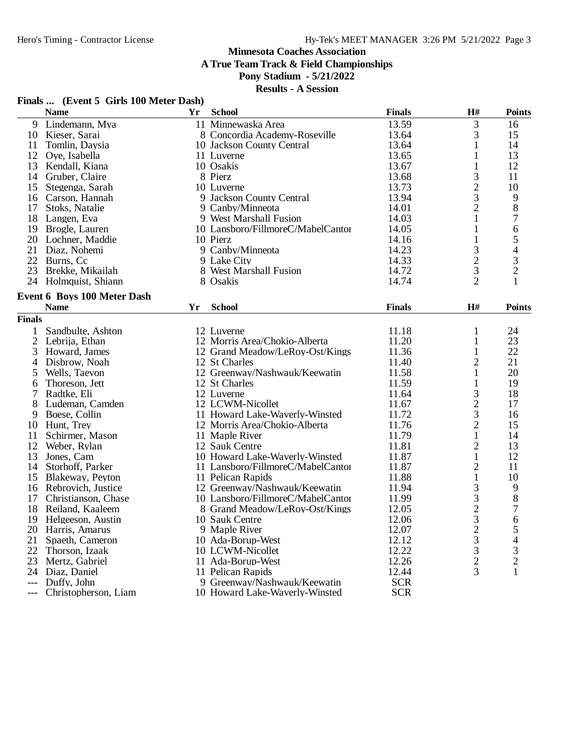# Minnesota Coaches Association

## A True Team Track & Field Championships

### Pony Stadium - 5/21/2022

### Results - A Session

**Finals ... (Event 5 Girls 100 Meter Dash)**

| | Name | Yr | School | Finals | H# | Points |
|---|---|---|---|---|---|---|
| 9 | Lindemann, Mya | 11 | Minnewaska Area | 13.59 | 3 | 16 |
| 10 | Kieser, Sarai | 8 | Concordia Academy-Roseville | 13.64 | 3 | 15 |
| 11 | Tomlin, Daysia | 10 | Jackson County Central | 13.64 | 1 | 14 |
| 12 | Oye, Isabella | 11 | Luverne | 13.65 | 1 | 13 |
| 13 | Kendall, Kiana | 10 | Osakis | 13.67 | 1 | 12 |
| 14 | Gruber, Claire | 8 | Pierz | 13.68 | 3 | 11 |
| 15 | Stegenga, Sarah | 10 | Luverne | 13.73 | 2 | 10 |
| 16 | Carson, Hannah | 9 | Jackson County Central | 13.94 | 3 | 9 |
| 17 | Stoks, Natalie | 9 | Canby/Minneota | 14.01 | 2 | 8 |
| 18 | Langen, Eva | 9 | West Marshall Fusion | 14.03 | 1 | 7 |
| 19 | Brogle, Lauren | 10 | Lansboro/FillmoreC/MabelCantor | 14.05 | 1 | 6 |
| 20 | Lochner, Maddie | 10 | Pierz | 14.16 | 1 | 5 |
| 21 | Diaz, Nohemi | 9 | Canby/Minneota | 14.23 | 3 | 4 |
| 22 | Burns, Cc | 9 | Lake City | 14.33 | 2 | 3 |
| 23 | Brekke, Mikailah | 8 | West Marshall Fusion | 14.72 | 3 | 2 |
| 24 | Holmquist, Shiann | 8 | Osakis | 14.74 | 2 | 1 |

**Event 6 Boys 100 Meter Dash**

| | Name | Yr | School | Finals | H# | Points |
|---|---|---|---|---|---|---|
| **Finals** | | | | | | |
| 1 | Sandbulte, Ashton | 12 | Luverne | 11.18 | 1 | 24 |
| 2 | Lebrija, Ethan | 12 | Morris Area/Chokio-Alberta | 11.20 | 1 | 23 |
| 3 | Howard, James | 12 | Grand Meadow/LeRoy-Ost/Kings | 11.36 | 1 | 22 |
| 4 | Disbrow, Noah | 12 | St Charles | 11.40 | 2 | 21 |
| 5 | Wells, Taevon | 12 | Greenway/Nashwauk/Keewatin | 11.58 | 1 | 20 |
| 6 | Thoreson, Jett | 12 | St Charles | 11.59 | 1 | 19 |
| 7 | Radtke, Eli | 12 | Luverne | 11.64 | 3 | 18 |
| 8 | Ludeman, Camden | 12 | LCWM-Nicollet | 11.67 | 2 | 17 |
| 9 | Boese, Collin | 11 | Howard Lake-Waverly-Winsted | 11.72 | 3 | 16 |
| 10 | Hunt, Trey | 12 | Morris Area/Chokio-Alberta | 11.76 | 2 | 15 |
| 11 | Schirmer, Mason | 11 | Maple River | 11.79 | 1 | 14 |
| 12 | Weber, Rylan | 12 | Sauk Centre | 11.81 | 2 | 13 |
| 13 | Jones, Cam | 10 | Howard Lake-Waverly-Winsted | 11.87 | 1 | 12 |
| 14 | Storhoff, Parker | 11 | Lansboro/FillmoreC/MabelCantor | 11.87 | 2 | 11 |
| 15 | Blakeway, Peyton | 11 | Pelican Rapids | 11.88 | 1 | 10 |
| 16 | Rebrovich, Justice | 12 | Greenway/Nashwauk/Keewatin | 11.94 | 3 | 9 |
| 17 | Christianson, Chase | 10 | Lansboro/FillmoreC/MabelCantor | 11.99 | 3 | 8 |
| 18 | Reiland, Kaaleem | 8 | Grand Meadow/LeRoy-Ost/Kings | 12.05 | 2 | 7 |
| 19 | Helgeeson, Austin | 10 | Sauk Centre | 12.06 | 3 | 6 |
| 20 | Harris, Amarus | 9 | Maple River | 12.07 | 2 | 5 |
| 21 | Spaeth, Cameron | 10 | Ada-Borup-West | 12.12 | 3 | 4 |
| 22 | Thorson, Izaak | 10 | LCWM-Nicollet | 12.22 | 3 | 3 |
| 23 | Mertz, Gabriel | 11 | Ada-Borup-West | 12.26 | 2 | 2 |
| 24 | Diaz, Daniel | 11 | Pelican Rapids | 12.44 | 3 | 1 |
| --- | Duffy, John | 9 | Greenway/Nashwauk/Keewatin | SCR | | |
| --- | Christopherson, Liam | 10 | Howard Lake-Waverly-Winsted | SCR | | |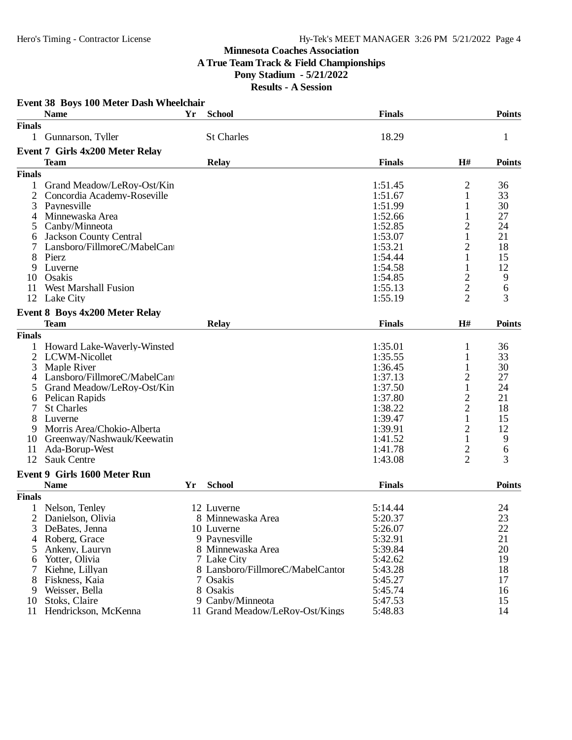# Minnesota Coaches Association
## A True Team Track & Field Championships
### Pony Stadium - 5/21/2022
### Results - A Session

**Event 38 Boys 100 Meter Dash Wheelchair**

| | Name | Yr | School | Finals | Points |
|---|---|---|---|---|---|
| **Finals** | | | | | |
| 1 | Gunnarson, Tyller | | St Charles | 18.29 | 1 |

**Event 7 Girls 4x200 Meter Relay**

| | Team | Relay | Finals | H# | Points |
|---|---|---|---|---|---|
| **Finals** | | | | | |
| 1 | Grand Meadow/LeRoy-Ost/Kin | | 1:51.45 | 2 | 36 |
| 2 | Concordia Academy-Roseville | | 1:51.67 | 1 | 33 |
| 3 | Paynesville | | 1:51.99 | 1 | 30 |
| 4 | Minnewaska Area | | 1:52.66 | 1 | 27 |
| 5 | Canby/Minneota | | 1:52.85 | 2 | 24 |
| 6 | Jackson County Central | | 1:53.07 | 1 | 21 |
| 7 | Lansboro/FillmoreC/MabelCant | | 1:53.21 | 2 | 18 |
| 8 | Pierz | | 1:54.44 | 1 | 15 |
| 9 | Luverne | | 1:54.58 | 1 | 12 |
| 10 | Osakis | | 1:54.85 | 2 | 9 |
| 11 | West Marshall Fusion | | 1:55.13 | 2 | 6 |
| 12 | Lake City | | 1:55.19 | 2 | 3 |

**Event 8 Boys 4x200 Meter Relay**

| | Team | Relay | Finals | H# | Points |
|---|---|---|---|---|---|
| **Finals** | | | | | |
| 1 | Howard Lake-Waverly-Winsted | | 1:35.01 | 1 | 36 |
| 2 | LCWM-Nicollet | | 1:35.55 | 1 | 33 |
| 3 | Maple River | | 1:36.45 | 1 | 30 |
| 4 | Lansboro/FillmoreC/MabelCant | | 1:37.13 | 2 | 27 |
| 5 | Grand Meadow/LeRoy-Ost/Kin | | 1:37.50 | 1 | 24 |
| 6 | Pelican Rapids | | 1:37.80 | 2 | 21 |
| 7 | St Charles | | 1:38.22 | 2 | 18 |
| 8 | Luverne | | 1:39.47 | 1 | 15 |
| 9 | Morris Area/Chokio-Alberta | | 1:39.91 | 2 | 12 |
| 10 | Greenway/Nashwauk/Keewatin | | 1:41.52 | 1 | 9 |
| 11 | Ada-Borup-West | | 1:41.78 | 2 | 6 |
| 12 | Sauk Centre | | 1:43.08 | 2 | 3 |

**Event 9 Girls 1600 Meter Run**

| | Name | Yr | School | Finals | Points |
|---|---|---|---|---|---|
| **Finals** | | | | | |
| 1 | Nelson, Tenley | 12 | Luverne | 5:14.44 | 24 |
| 2 | Danielson, Olivia | 8 | Minnewaska Area | 5:20.37 | 23 |
| 3 | DeBates, Jenna | 10 | Luverne | 5:26.07 | 22 |
| 4 | Roberg, Grace | 9 | Paynesville | 5:32.91 | 21 |
| 5 | Ankeny, Lauryn | 8 | Minnewaska Area | 5:39.84 | 20 |
| 6 | Yotter, Olivia | 7 | Lake City | 5:42.62 | 19 |
| 7 | Kiehne, Lillyan | 8 | Lansboro/FillmoreC/MabelCantor | 5:43.28 | 18 |
| 8 | Fiskness, Kaia | 7 | Osakis | 5:45.27 | 17 |
| 9 | Weisser, Bella | 8 | Osakis | 5:45.74 | 16 |
| 10 | Stoks, Claire | 9 | Canby/Minneota | 5:47.53 | 15 |
| 11 | Hendrickson, McKenna | 11 | Grand Meadow/LeRoy-Ost/Kings | 5:48.83 | 14 |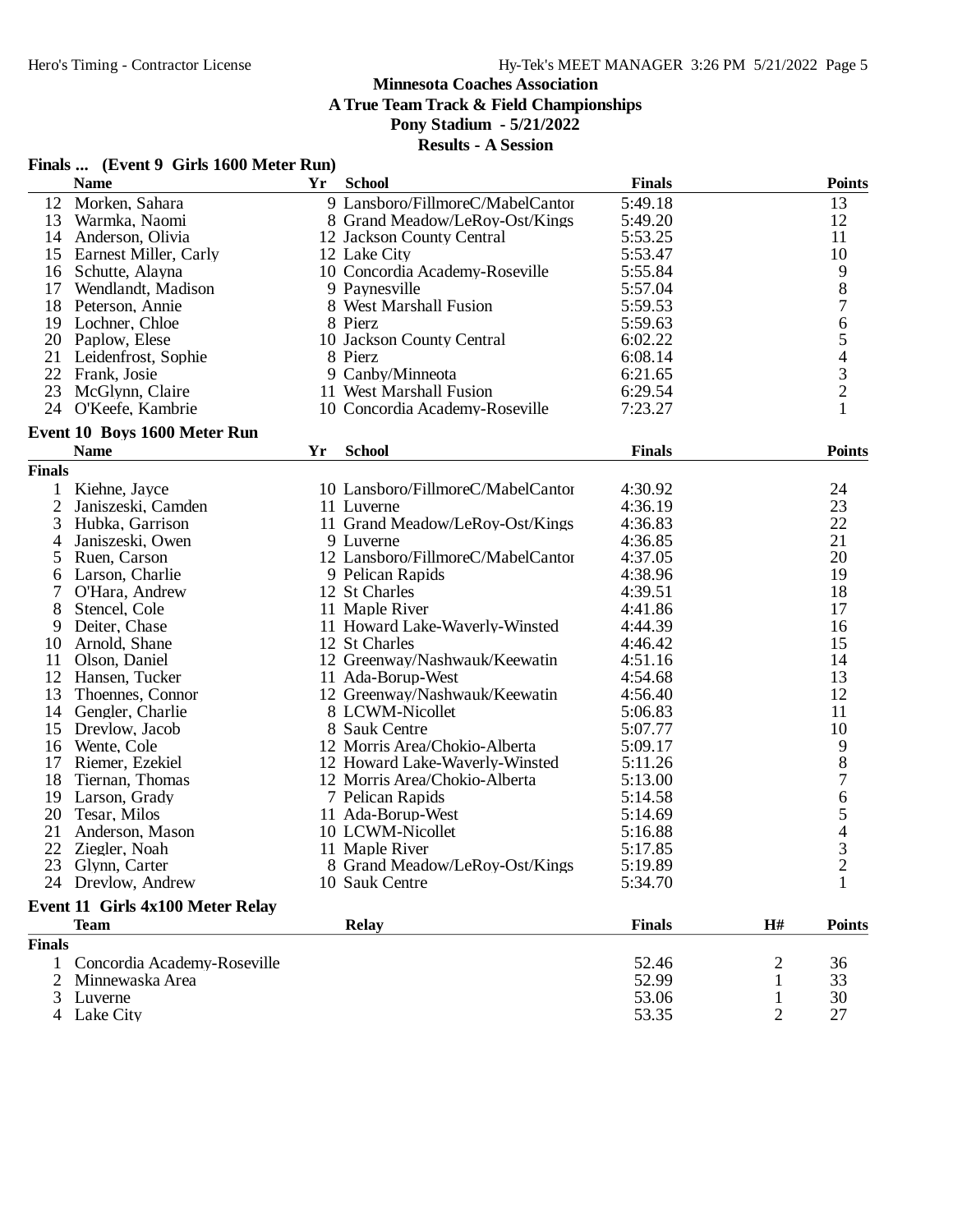## Minnesota Coaches Association
## A True Team Track & Field Championships
## Pony Stadium - 5/21/2022
## Results - A Session

### Finals ... (Event 9 Girls 1600 Meter Run)

| | Name | Yr | School | Finals | Points |
|---|---|---|---|---|---|
| 12 | Morken, Sahara | 9 | Lansboro/FillmoreC/MabelCantor | 5:49.18 | 13 |
| 13 | Warmka, Naomi | 8 | Grand Meadow/LeRoy-Ost/Kings | 5:49.20 | 12 |
| 14 | Anderson, Olivia | 12 | Jackson County Central | 5:53.25 | 11 |
| 15 | Earnest Miller, Carly | 12 | Lake City | 5:53.47 | 10 |
| 16 | Schutte, Alayna | 10 | Concordia Academy-Roseville | 5:55.84 | 9 |
| 17 | Wendlandt, Madison | 9 | Paynesville | 5:57.04 | 8 |
| 18 | Peterson, Annie | 8 | West Marshall Fusion | 5:59.53 | 7 |
| 19 | Lochner, Chloe | 8 | Pierz | 5:59.63 | 6 |
| 20 | Paplow, Elese | 10 | Jackson County Central | 6:02.22 | 5 |
| 21 | Leidenfrost, Sophie | 8 | Pierz | 6:08.14 | 4 |
| 22 | Frank, Josie | 9 | Canby/Minneota | 6:21.65 | 3 |
| 23 | McGlynn, Claire | 11 | West Marshall Fusion | 6:29.54 | 2 |
| 24 | O'Keefe, Kambrie | 10 | Concordia Academy-Roseville | 7:23.27 | 1 |

### Event 10 Boys 1600 Meter Run

| | Name | Yr | School | Finals | Points |
|---|---|---|---|---|---|
| **Finals** | | | | | |
| 1 | Kiehne, Jayce | 10 | Lansboro/FillmoreC/MabelCantor | 4:30.92 | 24 |
| 2 | Janiszeski, Camden | 11 | Luverne | 4:36.19 | 23 |
| 3 | Hubka, Garrison | 11 | Grand Meadow/LeRoy-Ost/Kings | 4:36.83 | 22 |
| 4 | Janiszeski, Owen | 9 | Luverne | 4:36.85 | 21 |
| 5 | Ruen, Carson | 12 | Lansboro/FillmoreC/MabelCantor | 4:37.05 | 20 |
| 6 | Larson, Charlie | 9 | Pelican Rapids | 4:38.96 | 19 |
| 7 | O'Hara, Andrew | 12 | St Charles | 4:39.51 | 18 |
| 8 | Stencel, Cole | 11 | Maple River | 4:41.86 | 17 |
| 9 | Deiter, Chase | 11 | Howard Lake-Waverly-Winsted | 4:44.39 | 16 |
| 10 | Arnold, Shane | 12 | St Charles | 4:46.42 | 15 |
| 11 | Olson, Daniel | 12 | Greenway/Nashwauk/Keewatin | 4:51.16 | 14 |
| 12 | Hansen, Tucker | 11 | Ada-Borup-West | 4:54.68 | 13 |
| 13 | Thoennes, Connor | 12 | Greenway/Nashwauk/Keewatin | 4:56.40 | 12 |
| 14 | Gengler, Charlie | 8 | LCWM-Nicollet | 5:06.83 | 11 |
| 15 | Drevlow, Jacob | 8 | Sauk Centre | 5:07.77 | 10 |
| 16 | Wente, Cole | 12 | Morris Area/Chokio-Alberta | 5:09.17 | 9 |
| 17 | Riemer, Ezekiel | 12 | Howard Lake-Waverly-Winsted | 5:11.26 | 8 |
| 18 | Tiernan, Thomas | 12 | Morris Area/Chokio-Alberta | 5:13.00 | 7 |
| 19 | Larson, Grady | 7 | Pelican Rapids | 5:14.58 | 6 |
| 20 | Tesar, Milos | 11 | Ada-Borup-West | 5:14.69 | 5 |
| 21 | Anderson, Mason | 10 | LCWM-Nicollet | 5:16.88 | 4 |
| 22 | Ziegler, Noah | 11 | Maple River | 5:17.85 | 3 |
| 23 | Glynn, Carter | 8 | Grand Meadow/LeRoy-Ost/Kings | 5:19.89 | 2 |
| 24 | Drevlow, Andrew | 10 | Sauk Centre | 5:34.70 | 1 |

### Event 11 Girls 4x100 Meter Relay

| | Team | Relay | Finals | H# | Points |
|---|---|---|---|---|---|
| **Finals** | | | | | |
| 1 | Concordia Academy-Roseville | | 52.46 | 2 | 36 |
| 2 | Minnewaska Area | | 52.99 | 1 | 33 |
| 3 | Luverne | | 53.06 | 1 | 30 |
| 4 | Lake City | | 53.35 | 2 | 27 |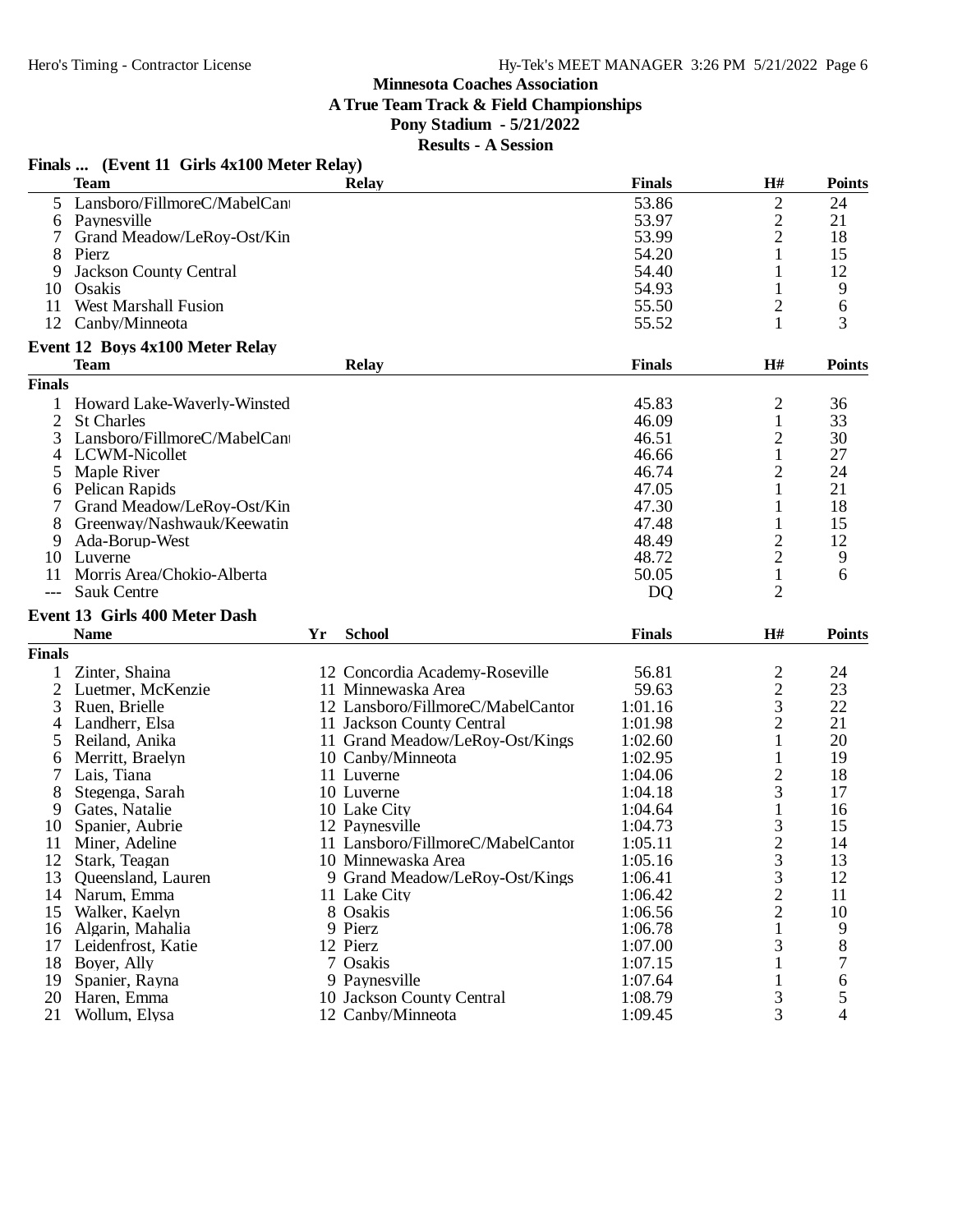# Minnesota Coaches Association

## A True Team Track & Field Championships

## Pony Stadium - 5/21/2022

## Results - A Session

### Finals ... (Event 11 Girls 4x100 Meter Relay)

| | Team | Relay | Finals | H# | Points |
|---|---|---|---|---|---|
| 5 | Lansboro/FillmoreC/MabelCan | | 53.86 | 2 | 24 |
| 6 | Paynesville | | 53.97 | 2 | 21 |
| 7 | Grand Meadow/LeRoy-Ost/Kin | | 53.99 | 2 | 18 |
| 8 | Pierz | | 54.20 | 1 | 15 |
| 9 | Jackson County Central | | 54.40 | 1 | 12 |
| 10 | Osakis | | 54.93 | 1 | 9 |
| 11 | West Marshall Fusion | | 55.50 | 2 | 6 |
| 12 | Canby/Minneota | | 55.52 | 1 | 3 |

### Event 12 Boys 4x100 Meter Relay

| | Team | Relay | Finals | H# | Points |
|---|---|---|---|---|---|
| **Finals** | | | | | |
| 1 | Howard Lake-Waverly-Winsted | | 45.83 | 2 | 36 |
| 2 | St Charles | | 46.09 | 1 | 33 |
| 3 | Lansboro/FillmoreC/MabelCan | | 46.51 | 2 | 30 |
| 4 | LCWM-Nicollet | | 46.66 | 1 | 27 |
| 5 | Maple River | | 46.74 | 2 | 24 |
| 6 | Pelican Rapids | | 47.05 | 1 | 21 |
| 7 | Grand Meadow/LeRoy-Ost/Kin | | 47.30 | 1 | 18 |
| 8 | Greenway/Nashwauk/Keewatin | | 47.48 | 1 | 15 |
| 9 | Ada-Borup-West | | 48.49 | 2 | 12 |
| 10 | Luverne | | 48.72 | 2 | 9 |
| 11 | Morris Area/Chokio-Alberta | | 50.05 | 1 | 6 |
| --- | Sauk Centre | | DQ | 2 | |

### Event 13 Girls 400 Meter Dash

| | Name | Yr | School | Finals | H# | Points |
|---|---|---|---|---|---|---|
| **Finals** | | | | | | |
| 1 | Zinter, Shaina | 12 | Concordia Academy-Roseville | 56.81 | 2 | 24 |
| 2 | Luetmer, McKenzie | 11 | Minnewaska Area | 59.63 | 2 | 23 |
| 3 | Ruen, Brielle | 12 | Lansboro/FillmoreC/MabelCantor | 1:01.16 | 3 | 22 |
| 4 | Landherr, Elsa | 11 | Jackson County Central | 1:01.98 | 2 | 21 |
| 5 | Reiland, Anika | 11 | Grand Meadow/LeRoy-Ost/Kings | 1:02.60 | 1 | 20 |
| 6 | Merritt, Braelyn | 10 | Canby/Minneota | 1:02.95 | 1 | 19 |
| 7 | Lais, Tiana | 11 | Luverne | 1:04.06 | 2 | 18 |
| 8 | Stegenga, Sarah | 10 | Luverne | 1:04.18 | 3 | 17 |
| 9 | Gates, Natalie | 10 | Lake City | 1:04.64 | 1 | 16 |
| 10 | Spanier, Aubrie | 12 | Paynesville | 1:04.73 | 3 | 15 |
| 11 | Miner, Adeline | 11 | Lansboro/FillmoreC/MabelCantor | 1:05.11 | 2 | 14 |
| 12 | Stark, Teagan | 10 | Minnewaska Area | 1:05.16 | 3 | 13 |
| 13 | Queensland, Lauren | 9 | Grand Meadow/LeRoy-Ost/Kings | 1:06.41 | 3 | 12 |
| 14 | Narum, Emma | 11 | Lake City | 1:06.42 | 2 | 11 |
| 15 | Walker, Kaelyn | 8 | Osakis | 1:06.56 | 2 | 10 |
| 16 | Algarin, Mahalia | 9 | Pierz | 1:06.78 | 1 | 9 |
| 17 | Leidenfrost, Katie | 12 | Pierz | 1:07.00 | 3 | 8 |
| 18 | Boyer, Ally | 7 | Osakis | 1:07.15 | 1 | 7 |
| 19 | Spanier, Rayna | 9 | Paynesville | 1:07.64 | 1 | 6 |
| 20 | Haren, Emma | 10 | Jackson County Central | 1:08.79 | 3 | 5 |
| 21 | Wollum, Elysa | 12 | Canby/Minneota | 1:09.45 | 3 | 4 |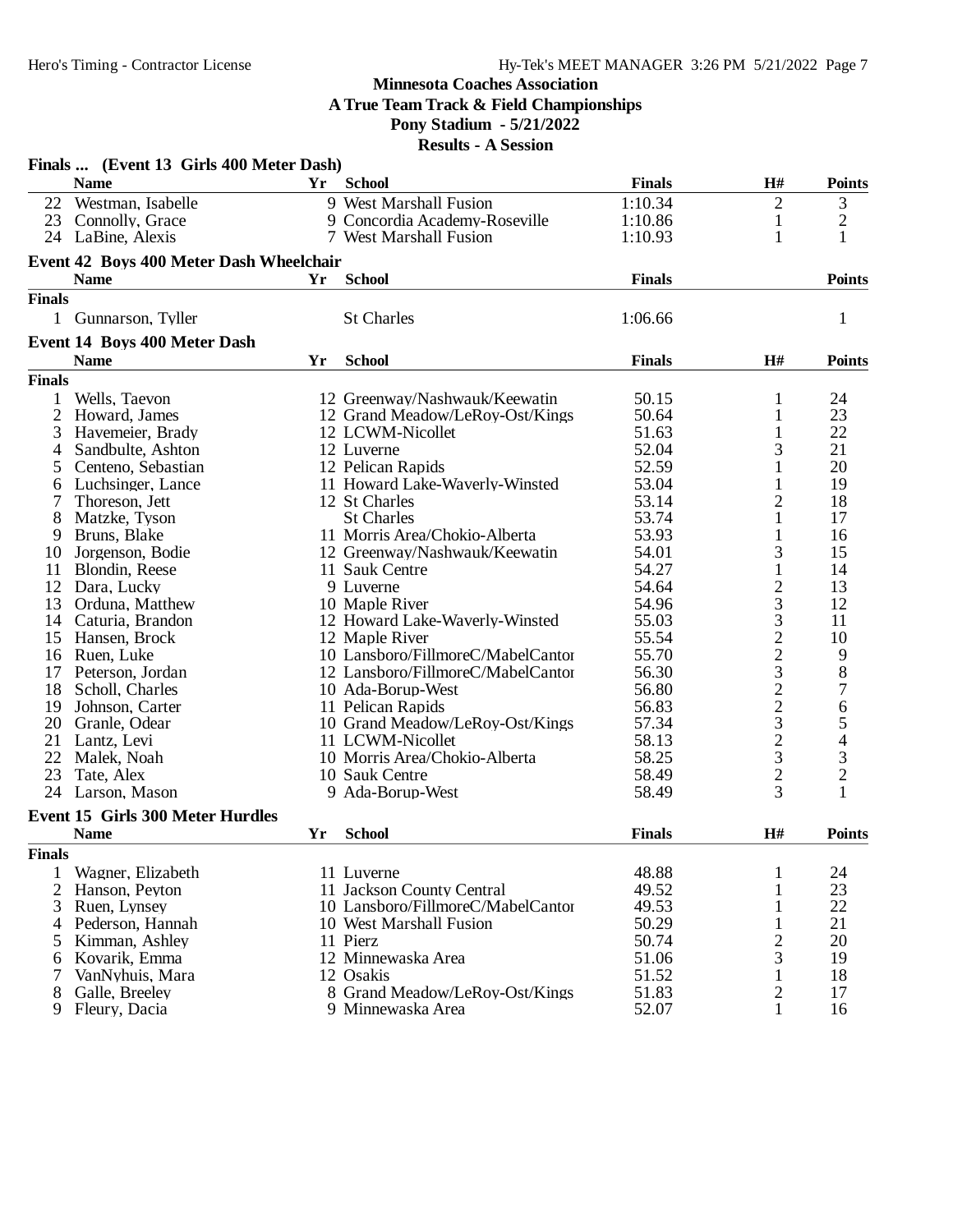## Minnesota Coaches Association
## A True Team Track & Field Championships
## Pony Stadium - 5/21/2022
## Results - A Session

### Finals ... (Event 13 Girls 400 Meter Dash)

| | Name | Yr | School | Finals | H# | Points |
|---|---|---|---|---|---|---|
| 22 | Westman, Isabelle | 9 | West Marshall Fusion | 1:10.34 | 2 | 3 |
| 23 | Connolly, Grace | 9 | Concordia Academy-Roseville | 1:10.86 | 1 | 2 |
| 24 | LaBine, Alexis | 7 | West Marshall Fusion | 1:10.93 | 1 | 1 |

### Event 42 Boys 400 Meter Dash Wheelchair

| | Name | Yr | School | Finals | Points |
|---|---|---|---|---|---|
| **Finals** | | | | | |
| 1 | Gunnarson, Tyller | | St Charles | 1:06.66 | 1 |

### Event 14 Boys 400 Meter Dash

| | Name | Yr | School | Finals | H# | Points |
|---|---|---|---|---|---|---|
| **Finals** | | | | | | |
| 1 | Wells, Taevon | 12 | Greenway/Nashwauk/Keewatin | 50.15 | 1 | 24 |
| 2 | Howard, James | 12 | Grand Meadow/LeRoy-Ost/Kings | 50.64 | 1 | 23 |
| 3 | Havemeier, Brady | 12 | LCWM-Nicollet | 51.63 | 1 | 22 |
| 4 | Sandbulte, Ashton | 12 | Luverne | 52.04 | 3 | 21 |
| 5 | Centeno, Sebastian | 12 | Pelican Rapids | 52.59 | 1 | 20 |
| 6 | Luchsinger, Lance | 11 | Howard Lake-Waverly-Winsted | 53.04 | 1 | 19 |
| 7 | Thoreson, Jett | 12 | St Charles | 53.14 | 2 | 18 |
| 8 | Matzke, Tyson | | St Charles | 53.74 | 1 | 17 |
| 9 | Bruns, Blake | 11 | Morris Area/Chokio-Alberta | 53.93 | 1 | 16 |
| 10 | Jorgenson, Bodie | 12 | Greenway/Nashwauk/Keewatin | 54.01 | 3 | 15 |
| 11 | Blondin, Reese | 11 | Sauk Centre | 54.27 | 1 | 14 |
| 12 | Dara, Lucky | 9 | Luverne | 54.64 | 2 | 13 |
| 13 | Orduna, Matthew | 10 | Maple River | 54.96 | 3 | 12 |
| 14 | Caturia, Brandon | 12 | Howard Lake-Waverly-Winsted | 55.03 | 3 | 11 |
| 15 | Hansen, Brock | 12 | Maple River | 55.54 | 2 | 10 |
| 16 | Ruen, Luke | 10 | Lansboro/FillmoreC/MabelCantor | 55.70 | 2 | 9 |
| 17 | Peterson, Jordan | 12 | Lansboro/FillmoreC/MabelCantor | 56.30 | 3 | 8 |
| 18 | Scholl, Charles | 10 | Ada-Borup-West | 56.80 | 2 | 7 |
| 19 | Johnson, Carter | 11 | Pelican Rapids | 56.83 | 2 | 6 |
| 20 | Granle, Odear | 10 | Grand Meadow/LeRoy-Ost/Kings | 57.34 | 3 | 5 |
| 21 | Lantz, Levi | 11 | LCWM-Nicollet | 58.13 | 2 | 4 |
| 22 | Malek, Noah | 10 | Morris Area/Chokio-Alberta | 58.25 | 3 | 3 |
| 23 | Tate, Alex | 10 | Sauk Centre | 58.49 | 2 | 2 |
| 24 | Larson, Mason | 9 | Ada-Borup-West | 58.49 | 3 | 1 |

### Event 15 Girls 300 Meter Hurdles

| | Name | Yr | School | Finals | H# | Points |
|---|---|---|---|---|---|---|
| **Finals** | | | | | | |
| 1 | Wagner, Elizabeth | 11 | Luverne | 48.88 | 1 | 24 |
| 2 | Hanson, Peyton | 11 | Jackson County Central | 49.52 | 1 | 23 |
| 3 | Ruen, Lynsey | 10 | Lansboro/FillmoreC/MabelCantor | 49.53 | 1 | 22 |
| 4 | Pederson, Hannah | 10 | West Marshall Fusion | 50.29 | 1 | 21 |
| 5 | Kimman, Ashley | 11 | Pierz | 50.74 | 2 | 20 |
| 6 | Kovarik, Emma | 12 | Minnewaska Area | 51.06 | 3 | 19 |
| 7 | VanNyhuis, Mara | 12 | Osakis | 51.52 | 1 | 18 |
| 8 | Galle, Breeley | 8 | Grand Meadow/LeRoy-Ost/Kings | 51.83 | 2 | 17 |
| 9 | Fleury, Dacia | 9 | Minnewaska Area | 52.07 | 1 | 16 |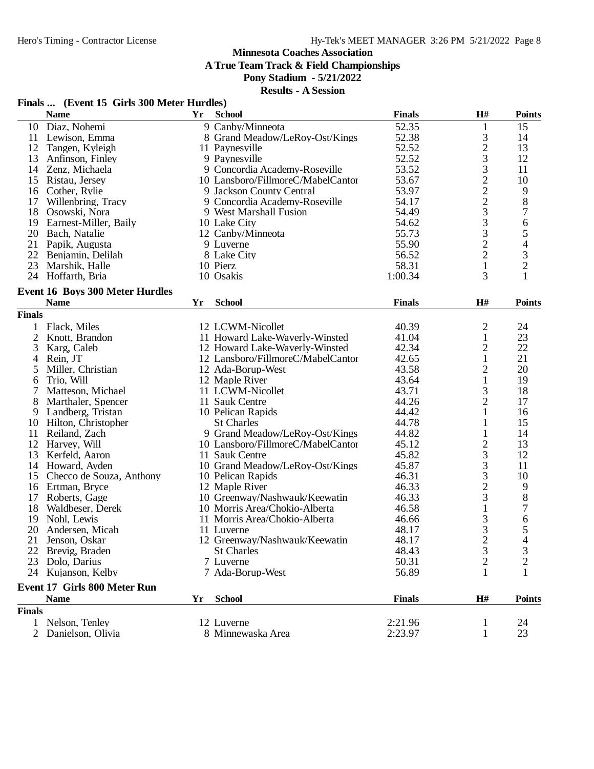# Minnesota Coaches Association

## A True Team Track & Field Championships

### Pony Stadium - 5/21/2022

### Results - A Session

**Finals ... (Event 15 Girls 300 Meter Hurdles)**

| | Name | Yr | School | Finals | H# | Points |
|---|---|---|---|---|---|---|
| 10 | Diaz, Nohemi | 9 | Canby/Minneota | 52.35 | 1 | 15 |
| 11 | Lewison, Emma | 8 | Grand Meadow/LeRoy-Ost/Kings | 52.38 | 3 | 14 |
| 12 | Tangen, Kyleigh | 11 | Paynesville | 52.52 | 2 | 13 |
| 13 | Anfinson, Finley | 9 | Paynesville | 52.52 | 3 | 12 |
| 14 | Zenz, Michaela | 9 | Concordia Academy-Roseville | 53.52 | 3 | 11 |
| 15 | Ristau, Jersey | 10 | Lansboro/FillmoreC/MabelCantor | 53.67 | 2 | 10 |
| 16 | Cother, Rylie | 9 | Jackson County Central | 53.97 | 2 | 9 |
| 17 | Willenbring, Tracy | 9 | Concordia Academy-Roseville | 54.17 | 2 | 8 |
| 18 | Osowski, Nora | 9 | West Marshall Fusion | 54.49 | 3 | 7 |
| 19 | Earnest-Miller, Baily | 10 | Lake City | 54.62 | 3 | 6 |
| 20 | Bach, Natalie | 12 | Canby/Minneota | 55.73 | 3 | 5 |
| 21 | Papik, Augusta | 9 | Luverne | 55.90 | 2 | 4 |
| 22 | Benjamin, Delilah | 8 | Lake City | 56.52 | 2 | 3 |
| 23 | Marshik, Halle | 10 | Pierz | 58.31 | 1 | 2 |
| 24 | Hoffarth, Bria | 10 | Osakis | 1:00.34 | 3 | 1 |

**Event 16 Boys 300 Meter Hurdles**

| | Name | Yr | School | Finals | H# | Points |
|---|---|---|---|---|---|---|
| **Finals** | | | | | | |
| 1 | Flack, Miles | 12 | LCWM-Nicollet | 40.39 | 2 | 24 |
| 2 | Knott, Brandon | 11 | Howard Lake-Waverly-Winsted | 41.04 | 1 | 23 |
| 3 | Karg, Caleb | 12 | Howard Lake-Waverly-Winsted | 42.34 | 2 | 22 |
| 4 | Rein, JT | 12 | Lansboro/FillmoreC/MabelCantor | 42.65 | 1 | 21 |
| 5 | Miller, Christian | 12 | Ada-Borup-West | 43.58 | 2 | 20 |
| 6 | Trio, Will | 12 | Maple River | 43.64 | 1 | 19 |
| 7 | Matteson, Michael | 11 | LCWM-Nicollet | 43.71 | 3 | 18 |
| 8 | Marthaler, Spencer | 11 | Sauk Centre | 44.26 | 2 | 17 |
| 9 | Landberg, Tristan | 10 | Pelican Rapids | 44.42 | 1 | 16 |
| 10 | Hilton, Christopher | | St Charles | 44.78 | 1 | 15 |
| 11 | Reiland, Zach | 9 | Grand Meadow/LeRoy-Ost/Kings | 44.82 | 1 | 14 |
| 12 | Harvey, Will | 10 | Lansboro/FillmoreC/MabelCantor | 45.12 | 2 | 13 |
| 13 | Kerfeld, Aaron | 11 | Sauk Centre | 45.82 | 3 | 12 |
| 14 | Howard, Ayden | 10 | Grand Meadow/LeRoy-Ost/Kings | 45.87 | 3 | 11 |
| 15 | Checco de Souza, Anthony | 10 | Pelican Rapids | 46.31 | 3 | 10 |
| 16 | Ertman, Bryce | 12 | Maple River | 46.33 | 2 | 9 |
| 17 | Roberts, Gage | 10 | Greenway/Nashwauk/Keewatin | 46.33 | 3 | 8 |
| 18 | Waldbeser, Derek | 10 | Morris Area/Chokio-Alberta | 46.58 | 1 | 7 |
| 19 | Nohl, Lewis | 11 | Morris Area/Chokio-Alberta | 46.66 | 3 | 6 |
| 20 | Andersen, Micah | 11 | Luverne | 48.17 | 3 | 5 |
| 21 | Jenson, Oskar | 12 | Greenway/Nashwauk/Keewatin | 48.17 | 2 | 4 |
| 22 | Brevig, Braden | | St Charles | 48.43 | 3 | 3 |
| 23 | Dolo, Darius | 7 | Luverne | 50.31 | 2 | 2 |
| 24 | Kujanson, Kelby | 7 | Ada-Borup-West | 56.89 | 1 | 1 |

**Event 17 Girls 800 Meter Run**

| | Name | Yr | School | Finals | H# | Points |
|---|---|---|---|---|---|---|
| **Finals** | | | | | | |
| 1 | Nelson, Tenley | 12 | Luverne | 2:21.96 | 1 | 24 |
| 2 | Danielson, Olivia | 8 | Minnewaska Area | 2:23.97 | 1 | 23 |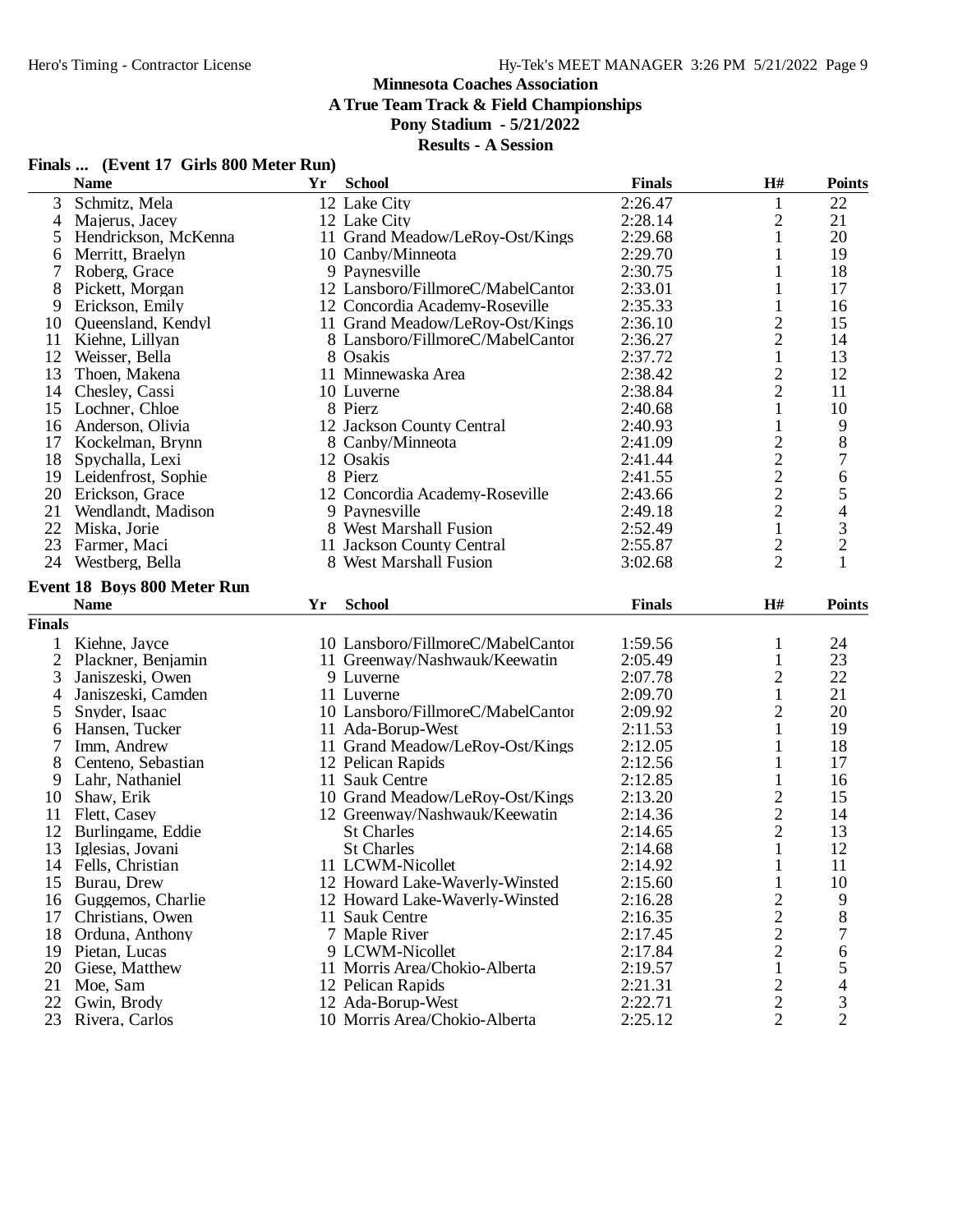Minnesota Coaches Association
A True Team Track & Field Championships
Pony Stadium - 5/21/2022
Results - A Session

**Finals ... (Event 17 Girls 800 Meter Run)**

| | Name | Yr | School | Finals | H# | Points |
|---|---|---|---|---|---|---|
| 3 | Schmitz, Mela | 12 | Lake City | 2:26.47 | 1 | 22 |
| 4 | Majerus, Jacey | 12 | Lake City | 2:28.14 | 2 | 21 |
| 5 | Hendrickson, McKenna | 11 | Grand Meadow/LeRoy-Ost/Kings | 2:29.68 | 1 | 20 |
| 6 | Merritt, Braelyn | 10 | Canby/Minneota | 2:29.70 | 1 | 19 |
| 7 | Roberg, Grace | 9 | Paynesville | 2:30.75 | 1 | 18 |
| 8 | Pickett, Morgan | 12 | Lansboro/FillmoreC/MabelCantor | 2:33.01 | 1 | 17 |
| 9 | Erickson, Emily | 12 | Concordia Academy-Roseville | 2:35.33 | 1 | 16 |
| 10 | Queensland, Kendyl | 11 | Grand Meadow/LeRoy-Ost/Kings | 2:36.10 | 2 | 15 |
| 11 | Kiehne, Lillyan | 8 | Lansboro/FillmoreC/MabelCantor | 2:36.27 | 2 | 14 |
| 12 | Weisser, Bella | 8 | Osakis | 2:37.72 | 1 | 13 |
| 13 | Thoen, Makena | 11 | Minnewaska Area | 2:38.42 | 2 | 12 |
| 14 | Chesley, Cassi | 10 | Luverne | 2:38.84 | 2 | 11 |
| 15 | Lochner, Chloe | 8 | Pierz | 2:40.68 | 1 | 10 |
| 16 | Anderson, Olivia | 12 | Jackson County Central | 2:40.93 | 1 | 9 |
| 17 | Kockelman, Brynn | 8 | Canby/Minneota | 2:41.09 | 2 | 8 |
| 18 | Spychalla, Lexi | 12 | Osakis | 2:41.44 | 2 | 7 |
| 19 | Leidenfrost, Sophie | 8 | Pierz | 2:41.55 | 2 | 6 |
| 20 | Erickson, Grace | 12 | Concordia Academy-Roseville | 2:43.66 | 2 | 5 |
| 21 | Wendlandt, Madison | 9 | Paynesville | 2:49.18 | 2 | 4 |
| 22 | Miska, Jorie | 8 | West Marshall Fusion | 2:52.49 | 1 | 3 |
| 23 | Farmer, Maci | 11 | Jackson County Central | 2:55.87 | 2 | 2 |
| 24 | Westberg, Bella | 8 | West Marshall Fusion | 3:02.68 | 2 | 1 |

**Event 18 Boys 800 Meter Run**

| | Name | Yr | School | Finals | H# | Points |
|---|---|---|---|---|---|---|
| **Finals** | | | | | | |
| 1 | Kiehne, Jayce | 10 | Lansboro/FillmoreC/MabelCantor | 1:59.56 | 1 | 24 |
| 2 | Plackner, Benjamin | 11 | Greenway/Nashwauk/Keewatin | 2:05.49 | 1 | 23 |
| 3 | Janiszeski, Owen | 9 | Luverne | 2:07.78 | 2 | 22 |
| 4 | Janiszeski, Camden | 11 | Luverne | 2:09.70 | 1 | 21 |
| 5 | Snyder, Isaac | 10 | Lansboro/FillmoreC/MabelCantor | 2:09.92 | 2 | 20 |
| 6 | Hansen, Tucker | 11 | Ada-Borup-West | 2:11.53 | 1 | 19 |
| 7 | Imm, Andrew | 11 | Grand Meadow/LeRoy-Ost/Kings | 2:12.05 | 1 | 18 |
| 8 | Centeno, Sebastian | 12 | Pelican Rapids | 2:12.56 | 1 | 17 |
| 9 | Lahr, Nathaniel | 11 | Sauk Centre | 2:12.85 | 1 | 16 |
| 10 | Shaw, Erik | 10 | Grand Meadow/LeRoy-Ost/Kings | 2:13.20 | 2 | 15 |
| 11 | Flett, Casey | 12 | Greenway/Nashwauk/Keewatin | 2:14.36 | 2 | 14 |
| 12 | Burlingame, Eddie | | St Charles | 2:14.65 | 2 | 13 |
| 13 | Iglesias, Jovani | | St Charles | 2:14.68 | 1 | 12 |
| 14 | Fells, Christian | 11 | LCWM-Nicollet | 2:14.92 | 1 | 11 |
| 15 | Burau, Drew | 12 | Howard Lake-Waverly-Winsted | 2:15.60 | 1 | 10 |
| 16 | Guggemos, Charlie | 12 | Howard Lake-Waverly-Winsted | 2:16.28 | 2 | 9 |
| 17 | Christians, Owen | 11 | Sauk Centre | 2:16.35 | 2 | 8 |
| 18 | Orduna, Anthony | 7 | Maple River | 2:17.45 | 2 | 7 |
| 19 | Pietan, Lucas | 9 | LCWM-Nicollet | 2:17.84 | 2 | 6 |
| 20 | Giese, Matthew | 11 | Morris Area/Chokio-Alberta | 2:19.57 | 1 | 5 |
| 21 | Moe, Sam | 12 | Pelican Rapids | 2:21.31 | 2 | 4 |
| 22 | Gwin, Brody | 12 | Ada-Borup-West | 2:22.71 | 2 | 3 |
| 23 | Rivera, Carlos | 10 | Morris Area/Chokio-Alberta | 2:25.12 | 2 | 2 |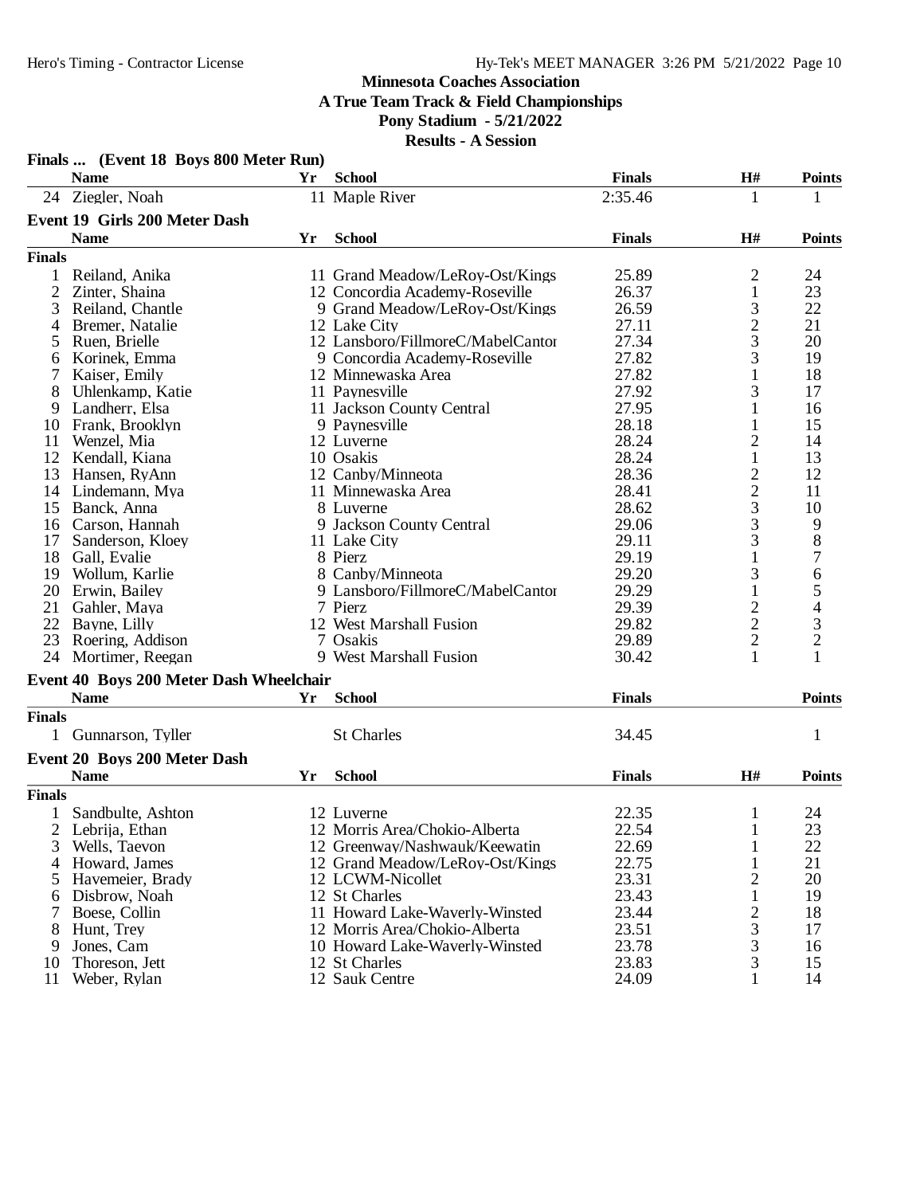## Minnesota Coaches Association
## A True Team Track & Field Championships
## Pony Stadium - 5/21/2022
## Results - A Session

### Finals ... (Event 18 Boys 800 Meter Run)

| | Name | Yr | School | Finals | H# | Points |
|---|---|---|---|---|---|---|
| 24 | Ziegler, Noah | 11 | Maple River | 2:35.46 | 1 | 1 |

### Event 19 Girls 200 Meter Dash

| | Name | Yr | School | Finals | H# | Points |
|---|---|---|---|---|---|---|
| **Finals** | | | | | | |
| 1 | Reiland, Anika | 11 | Grand Meadow/LeRoy-Ost/Kings | 25.89 | 2 | 24 |
| 2 | Zinter, Shaina | 12 | Concordia Academy-Roseville | 26.37 | 1 | 23 |
| 3 | Reiland, Chantle | 9 | Grand Meadow/LeRoy-Ost/Kings | 26.59 | 3 | 22 |
| 4 | Bremer, Natalie | 12 | Lake City | 27.11 | 2 | 21 |
| 5 | Ruen, Brielle | 12 | Lansboro/FillmoreC/MabelCantor | 27.34 | 3 | 20 |
| 6 | Korinek, Emma | 9 | Concordia Academy-Roseville | 27.82 | 3 | 19 |
| 7 | Kaiser, Emily | 12 | Minnewaska Area | 27.82 | 1 | 18 |
| 8 | Uhlenkamp, Katie | 11 | Paynesville | 27.92 | 3 | 17 |
| 9 | Landherr, Elsa | 11 | Jackson County Central | 27.95 | 1 | 16 |
| 10 | Frank, Brooklyn | 9 | Paynesville | 28.18 | 1 | 15 |
| 11 | Wenzel, Mia | 12 | Luverne | 28.24 | 2 | 14 |
| 12 | Kendall, Kiana | 10 | Osakis | 28.24 | 1 | 13 |
| 13 | Hansen, RyAnn | 12 | Canby/Minneota | 28.36 | 2 | 12 |
| 14 | Lindemann, Mya | 11 | Minnewaska Area | 28.41 | 2 | 11 |
| 15 | Banck, Anna | 8 | Luverne | 28.62 | 3 | 10 |
| 16 | Carson, Hannah | 9 | Jackson County Central | 29.06 | 3 | 9 |
| 17 | Sanderson, Kloey | 11 | Lake City | 29.11 | 3 | 8 |
| 18 | Gall, Evalie | 8 | Pierz | 29.19 | 1 | 7 |
| 19 | Wollum, Karlie | 8 | Canby/Minneota | 29.20 | 3 | 6 |
| 20 | Erwin, Bailey | 9 | Lansboro/FillmoreC/MabelCantor | 29.29 | 1 | 5 |
| 21 | Gahler, Maya | 7 | Pierz | 29.39 | 2 | 4 |
| 22 | Bayne, Lilly | 12 | West Marshall Fusion | 29.82 | 2 | 3 |
| 23 | Roering, Addison | 7 | Osakis | 29.89 | 2 | 2 |
| 24 | Mortimer, Reegan | 9 | West Marshall Fusion | 30.42 | 1 | 1 |

### Event 40 Boys 200 Meter Dash Wheelchair

| | Name | Yr | School | Finals | Points |
|---|---|---|---|---|---|
| **Finals** | | | | | |
| 1 | Gunnarson, Tyller | | St Charles | 34.45 | 1 |

### Event 20 Boys 200 Meter Dash

| | Name | Yr | School | Finals | H# | Points |
|---|---|---|---|---|---|---|
| **Finals** | | | | | | |
| 1 | Sandbulte, Ashton | 12 | Luverne | 22.35 | 1 | 24 |
| 2 | Lebrija, Ethan | 12 | Morris Area/Chokio-Alberta | 22.54 | 1 | 23 |
| 3 | Wells, Taevon | 12 | Greenway/Nashwauk/Keewatin | 22.69 | 1 | 22 |
| 4 | Howard, James | 12 | Grand Meadow/LeRoy-Ost/Kings | 22.75 | 1 | 21 |
| 5 | Havemeier, Brady | 12 | LCWM-Nicollet | 23.31 | 2 | 20 |
| 6 | Disbrow, Noah | 12 | St Charles | 23.43 | 1 | 19 |
| 7 | Boese, Collin | 11 | Howard Lake-Waverly-Winsted | 23.44 | 2 | 18 |
| 8 | Hunt, Trey | 12 | Morris Area/Chokio-Alberta | 23.51 | 3 | 17 |
| 9 | Jones, Cam | 10 | Howard Lake-Waverly-Winsted | 23.78 | 3 | 16 |
| 10 | Thoreson, Jett | 12 | St Charles | 23.83 | 3 | 15 |
| 11 | Weber, Rylan | 12 | Sauk Centre | 24.09 | 1 | 14 |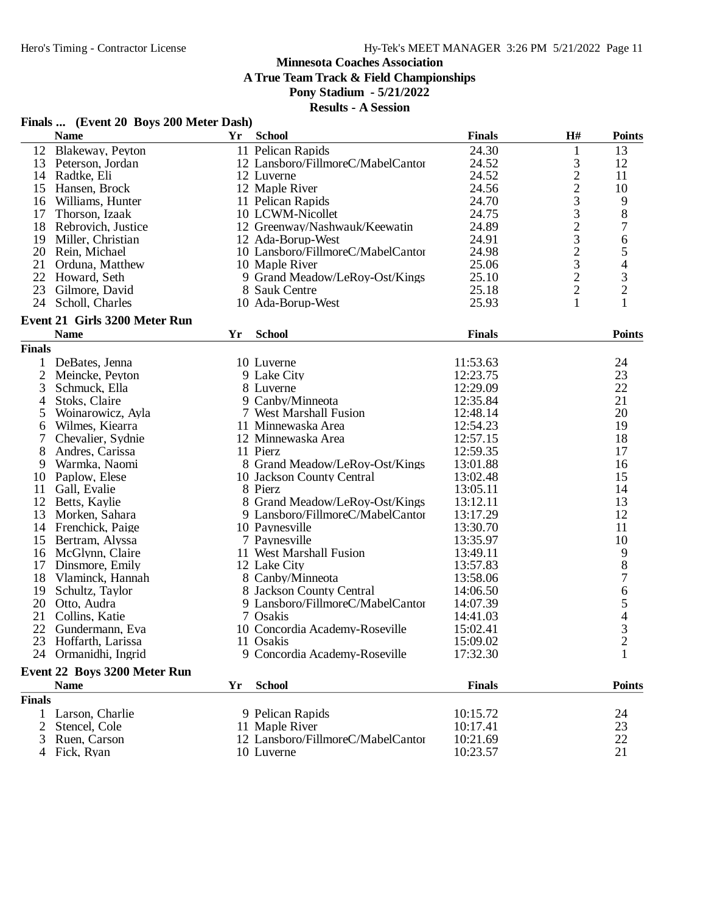# Minnesota Coaches Association

## A True Team Track & Field Championships

### Pony Stadium - 5/21/2022

### Results - A Session

**Finals ... (Event 20 Boys 200 Meter Dash)**

| | Name | Yr | School | Finals | H# | Points |
|---|---|---|---|---|---|---|
| 12 | Blakeway, Peyton | 11 | Pelican Rapids | 24.30 | 1 | 13 |
| 13 | Peterson, Jordan | 12 | Lansboro/FillmoreC/MabelCantor | 24.52 | 3 | 12 |
| 14 | Radtke, Eli | 12 | Luverne | 24.52 | 2 | 11 |
| 15 | Hansen, Brock | 12 | Maple River | 24.56 | 2 | 10 |
| 16 | Williams, Hunter | 11 | Pelican Rapids | 24.70 | 3 | 9 |
| 17 | Thorson, Izaak | 10 | LCWM-Nicollet | 24.75 | 3 | 8 |
| 18 | Rebrovich, Justice | 12 | Greenway/Nashwauk/Keewatin | 24.89 | 2 | 7 |
| 19 | Miller, Christian | 12 | Ada-Borup-West | 24.91 | 3 | 6 |
| 20 | Rein, Michael | 10 | Lansboro/FillmoreC/MabelCantor | 24.98 | 2 | 5 |
| 21 | Orduna, Matthew | 10 | Maple River | 25.06 | 3 | 4 |
| 22 | Howard, Seth | 9 | Grand Meadow/LeRoy-Ost/Kings | 25.10 | 2 | 3 |
| 23 | Gilmore, David | 8 | Sauk Centre | 25.18 | 2 | 2 |
| 24 | Scholl, Charles | 10 | Ada-Borup-West | 25.93 | 1 | 1 |

**Event 21 Girls 3200 Meter Run**

| | Name | Yr | School | Finals | Points |
|---|---|---|---|---|---|
| **Finals** | | | | | |
| 1 | DeBates, Jenna | 10 | Luverne | 11:53.63 | 24 |
| 2 | Meincke, Peyton | 9 | Lake City | 12:23.75 | 23 |
| 3 | Schmuck, Ella | 8 | Luverne | 12:29.09 | 22 |
| 4 | Stoks, Claire | 9 | Canby/Minneota | 12:35.84 | 21 |
| 5 | Woinarowicz, Ayla | 7 | West Marshall Fusion | 12:48.14 | 20 |
| 6 | Wilmes, Kiearra | 11 | Minnewaska Area | 12:54.23 | 19 |
| 7 | Chevalier, Sydnie | 12 | Minnewaska Area | 12:57.15 | 18 |
| 8 | Andres, Carissa | 11 | Pierz | 12:59.35 | 17 |
| 9 | Warmka, Naomi | 8 | Grand Meadow/LeRoy-Ost/Kings | 13:01.88 | 16 |
| 10 | Paplow, Elese | 10 | Jackson County Central | 13:02.48 | 15 |
| 11 | Gall, Evalie | 8 | Pierz | 13:05.11 | 14 |
| 12 | Betts, Kaylie | 8 | Grand Meadow/LeRoy-Ost/Kings | 13:12.11 | 13 |
| 13 | Morken, Sahara | 9 | Lansboro/FillmoreC/MabelCantor | 13:17.29 | 12 |
| 14 | Frenchick, Paige | 10 | Paynesville | 13:30.70 | 11 |
| 15 | Bertram, Alyssa | 7 | Paynesville | 13:35.97 | 10 |
| 16 | McGlynn, Claire | 11 | West Marshall Fusion | 13:49.11 | 9 |
| 17 | Dinsmore, Emily | 12 | Lake City | 13:57.83 | 8 |
| 18 | Vlaminck, Hannah | 8 | Canby/Minneota | 13:58.06 | 7 |
| 19 | Schultz, Taylor | 8 | Jackson County Central | 14:06.50 | 6 |
| 20 | Otto, Audra | 9 | Lansboro/FillmoreC/MabelCantor | 14:07.39 | 5 |
| 21 | Collins, Katie | 7 | Osakis | 14:41.03 | 4 |
| 22 | Gundermann, Eva | 10 | Concordia Academy-Roseville | 15:02.41 | 3 |
| 23 | Hoffarth, Larissa | 11 | Osakis | 15:09.02 | 2 |
| 24 | Ormanidhi, Ingrid | 9 | Concordia Academy-Roseville | 17:32.30 | 1 |

**Event 22 Boys 3200 Meter Run**

| | Name | Yr | School | Finals | Points |
|---|---|---|---|---|---|
| **Finals** | | | | | |
| 1 | Larson, Charlie | 9 | Pelican Rapids | 10:15.72 | 24 |
| 2 | Stencel, Cole | 11 | Maple River | 10:17.41 | 23 |
| 3 | Ruen, Carson | 12 | Lansboro/FillmoreC/MabelCantor | 10:21.69 | 22 |
| 4 | Fick, Ryan | 10 | Luverne | 10:23.57 | 21 |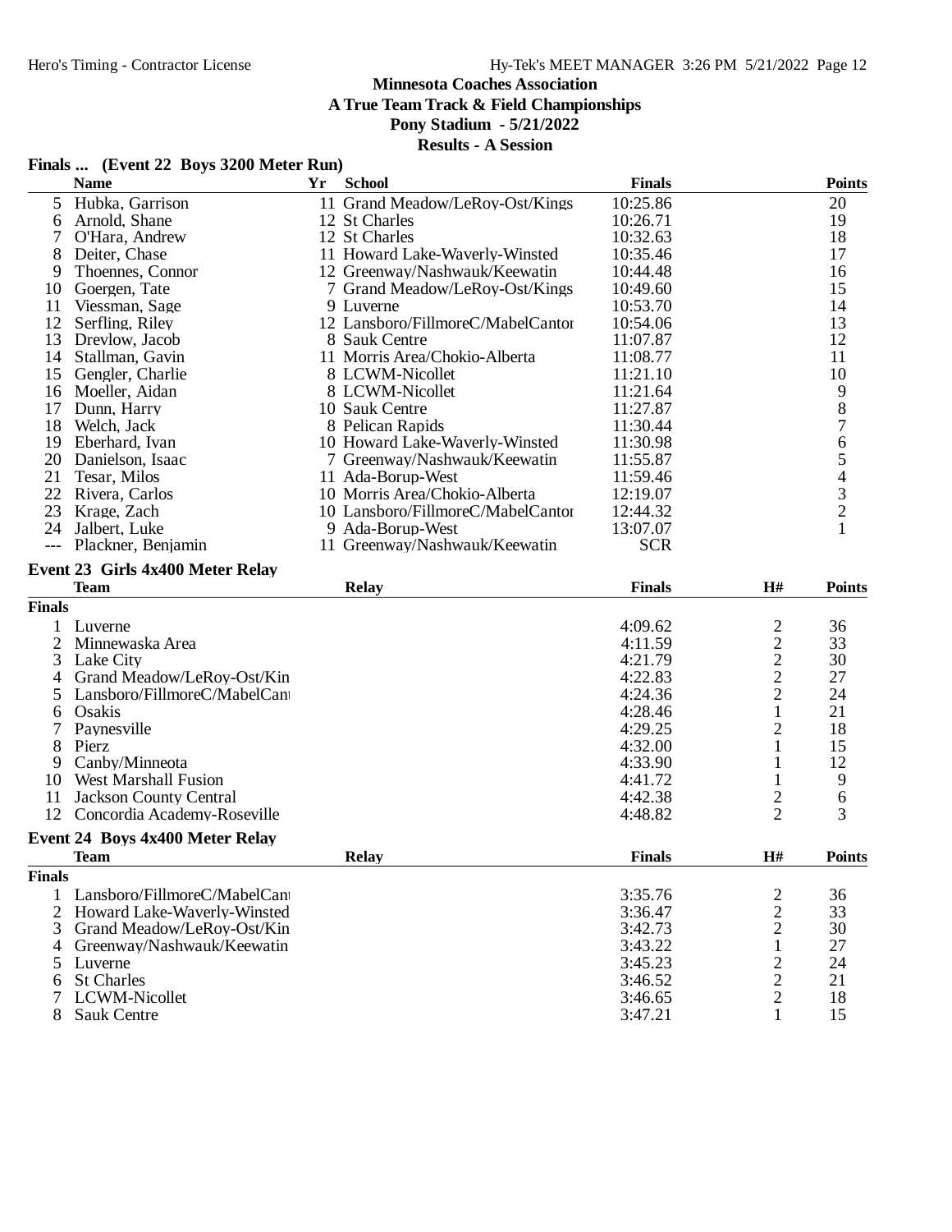# Minnesota Coaches Association

**A True Team Track & Field Championships**

**Pony Stadium - 5/21/2022**

**Results - A Session**

### Finals ... (Event 22 Boys 3200 Meter Run)

| | Name | Yr | School | Finals | Points |
|---|---|---|---|---|---|
| 5 | Hubka, Garrison | 11 | Grand Meadow/LeRoy-Ost/Kings | 10:25.86 | 20 |
| 6 | Arnold, Shane | 12 | St Charles | 10:26.71 | 19 |
| 7 | O'Hara, Andrew | 12 | St Charles | 10:32.63 | 18 |
| 8 | Deiter, Chase | 11 | Howard Lake-Waverly-Winsted | 10:35.46 | 17 |
| 9 | Thoennes, Connor | 12 | Greenway/Nashwauk/Keewatin | 10:44.48 | 16 |
| 10 | Goergen, Tate | 7 | Grand Meadow/LeRoy-Ost/Kings | 10:49.60 | 15 |
| 11 | Viessman, Sage | 9 | Luverne | 10:53.70 | 14 |
| 12 | Serfling, Riley | 12 | Lansboro/FillmoreC/MabelCantor | 10:54.06 | 13 |
| 13 | Drevlow, Jacob | 8 | Sauk Centre | 11:07.87 | 12 |
| 14 | Stallman, Gavin | 11 | Morris Area/Chokio-Alberta | 11:08.77 | 11 |
| 15 | Gengler, Charlie | 8 | LCWM-Nicollet | 11:21.10 | 10 |
| 16 | Moeller, Aidan | 8 | LCWM-Nicollet | 11:21.64 | 9 |
| 17 | Dunn, Harry | 10 | Sauk Centre | 11:27.87 | 8 |
| 18 | Welch, Jack | 8 | Pelican Rapids | 11:30.44 | 7 |
| 19 | Eberhard, Ivan | 10 | Howard Lake-Waverly-Winsted | 11:30.98 | 6 |
| 20 | Danielson, Isaac | 7 | Greenway/Nashwauk/Keewatin | 11:55.87 | 5 |
| 21 | Tesar, Milos | 11 | Ada-Borup-West | 11:59.46 | 4 |
| 22 | Rivera, Carlos | 10 | Morris Area/Chokio-Alberta | 12:19.07 | 3 |
| 23 | Krage, Zach | 10 | Lansboro/FillmoreC/MabelCantor | 12:44.32 | 2 |
| 24 | Jalbert, Luke | 9 | Ada-Borup-West | 13:07.07 | 1 |
| --- | Plackner, Benjamin | 11 | Greenway/Nashwauk/Keewatin | SCR | |

### Event 23 Girls 4x400 Meter Relay

| | Team | Relay | Finals | H# | Points |
|---|---|---|---|---|---|
| **Finals** | | | | | |
| 1 | Luverne | | 4:09.62 | 2 | 36 |
| 2 | Minnewaska Area | | 4:11.59 | 2 | 33 |
| 3 | Lake City | | 4:21.79 | 2 | 30 |
| 4 | Grand Meadow/LeRoy-Ost/Kin | | 4:22.83 | 2 | 27 |
| 5 | Lansboro/FillmoreC/MabelCant | | 4:24.36 | 2 | 24 |
| 6 | Osakis | | 4:28.46 | 1 | 21 |
| 7 | Paynesville | | 4:29.25 | 2 | 18 |
| 8 | Pierz | | 4:32.00 | 1 | 15 |
| 9 | Canby/Minneota | | 4:33.90 | 1 | 12 |
| 10 | West Marshall Fusion | | 4:41.72 | 1 | 9 |
| 11 | Jackson County Central | | 4:42.38 | 2 | 6 |
| 12 | Concordia Academy-Roseville | | 4:48.82 | 2 | 3 |

### Event 24 Boys 4x400 Meter Relay

| | Team | Relay | Finals | H# | Points |
|---|---|---|---|---|---|
| **Finals** | | | | | |
| 1 | Lansboro/FillmoreC/MabelCant | | 3:35.76 | 2 | 36 |
| 2 | Howard Lake-Waverly-Winsted | | 3:36.47 | 2 | 33 |
| 3 | Grand Meadow/LeRoy-Ost/Kin | | 3:42.73 | 2 | 30 |
| 4 | Greenway/Nashwauk/Keewatin | | 3:43.22 | 1 | 27 |
| 5 | Luverne | | 3:45.23 | 2 | 24 |
| 6 | St Charles | | 3:46.52 | 2 | 21 |
| 7 | LCWM-Nicollet | | 3:46.65 | 2 | 18 |
| 8 | Sauk Centre | | 3:47.21 | 1 | 15 |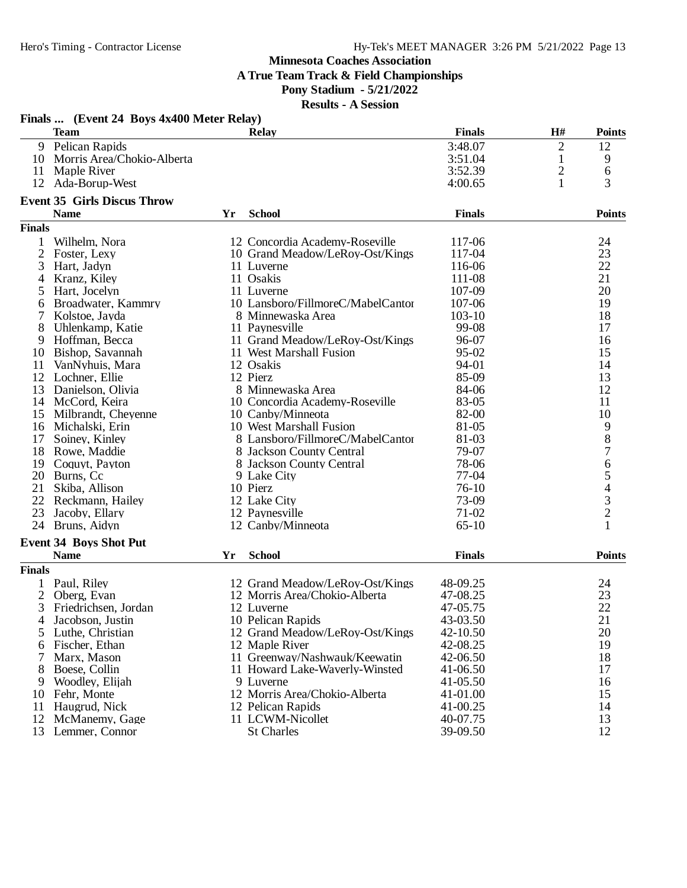## Minnesota Coaches Association
## A True Team Track & Field Championships
## Pony Stadium - 5/21/2022
## Results - A Session

### Finals ... (Event 24 Boys 4x400 Meter Relay)

| | Team | Relay | Finals | H# | Points |
|---|---|---|---|---|---|
| 9 | Pelican Rapids | | 3:48.07 | 2 | 12 |
| 10 | Morris Area/Chokio-Alberta | | 3:51.04 | 1 | 9 |
| 11 | Maple River | | 3:52.39 | 2 | 6 |
| 12 | Ada-Borup-West | | 4:00.65 | 1 | 3 |

### Event 35 Girls Discus Throw

| | Name | Yr | School | Finals | Points |
|---|---|---|---|---|---|
| **Finals** | | | | | |
| 1 | Wilhelm, Nora | 12 | Concordia Academy-Roseville | 117-06 | 24 |
| 2 | Foster, Lexy | 10 | Grand Meadow/LeRoy-Ost/Kings | 117-04 | 23 |
| 3 | Hart, Jadyn | 11 | Luverne | 116-06 | 22 |
| 4 | Kranz, Kiley | 11 | Osakis | 111-08 | 21 |
| 5 | Hart, Jocelyn | 11 | Luverne | 107-09 | 20 |
| 6 | Broadwater, Kammry | 10 | Lansboro/FillmoreC/MabelCantor | 107-06 | 19 |
| 7 | Kolstoe, Jayda | 8 | Minnewaska Area | 103-10 | 18 |
| 8 | Uhlenkamp, Katie | 11 | Paynesville | 99-08 | 17 |
| 9 | Hoffman, Becca | 11 | Grand Meadow/LeRoy-Ost/Kings | 96-07 | 16 |
| 10 | Bishop, Savannah | 11 | West Marshall Fusion | 95-02 | 15 |
| 11 | VanNyhuis, Mara | 12 | Osakis | 94-01 | 14 |
| 12 | Lochner, Ellie | 12 | Pierz | 85-09 | 13 |
| 13 | Danielson, Olivia | 8 | Minnewaska Area | 84-06 | 12 |
| 14 | McCord, Keira | 10 | Concordia Academy-Roseville | 83-05 | 11 |
| 15 | Milbrandt, Cheyenne | 10 | Canby/Minneota | 82-00 | 10 |
| 16 | Michalski, Erin | 10 | West Marshall Fusion | 81-05 | 9 |
| 17 | Soiney, Kinley | 8 | Lansboro/FillmoreC/MabelCantor | 81-03 | 8 |
| 18 | Rowe, Maddie | 8 | Jackson County Central | 79-07 | 7 |
| 19 | Coquyt, Payton | 8 | Jackson County Central | 78-06 | 6 |
| 20 | Burns, Cc | 9 | Lake City | 77-04 | 5 |
| 21 | Skiba, Allison | 10 | Pierz | 76-10 | 4 |
| 22 | Reckmann, Hailey | 12 | Lake City | 73-09 | 3 |
| 23 | Jacoby, Ellary | 12 | Paynesville | 71-02 | 2 |
| 24 | Bruns, Aidyn | 12 | Canby/Minneota | 65-10 | 1 |

### Event 34 Boys Shot Put

| | Name | Yr | School | Finals | Points |
|---|---|---|---|---|---|
| **Finals** | | | | | |
| 1 | Paul, Riley | 12 | Grand Meadow/LeRoy-Ost/Kings | 48-09.25 | 24 |
| 2 | Oberg, Evan | 12 | Morris Area/Chokio-Alberta | 47-08.25 | 23 |
| 3 | Friedrichsen, Jordan | 12 | Luverne | 47-05.75 | 22 |
| 4 | Jacobson, Justin | 10 | Pelican Rapids | 43-03.50 | 21 |
| 5 | Luthe, Christian | 12 | Grand Meadow/LeRoy-Ost/Kings | 42-10.50 | 20 |
| 6 | Fischer, Ethan | 12 | Maple River | 42-08.25 | 19 |
| 7 | Marx, Mason | 11 | Greenway/Nashwauk/Keewatin | 42-06.50 | 18 |
| 8 | Boese, Collin | 11 | Howard Lake-Waverly-Winsted | 41-06.50 | 17 |
| 9 | Woodley, Elijah | 9 | Luverne | 41-05.50 | 16 |
| 10 | Fehr, Monte | 12 | Morris Area/Chokio-Alberta | 41-01.00 | 15 |
| 11 | Haugrud, Nick | 12 | Pelican Rapids | 41-00.25 | 14 |
| 12 | McManemy, Gage | 11 | LCWM-Nicollet | 40-07.75 | 13 |
| 13 | Lemmer, Connor | | St Charles | 39-09.50 | 12 |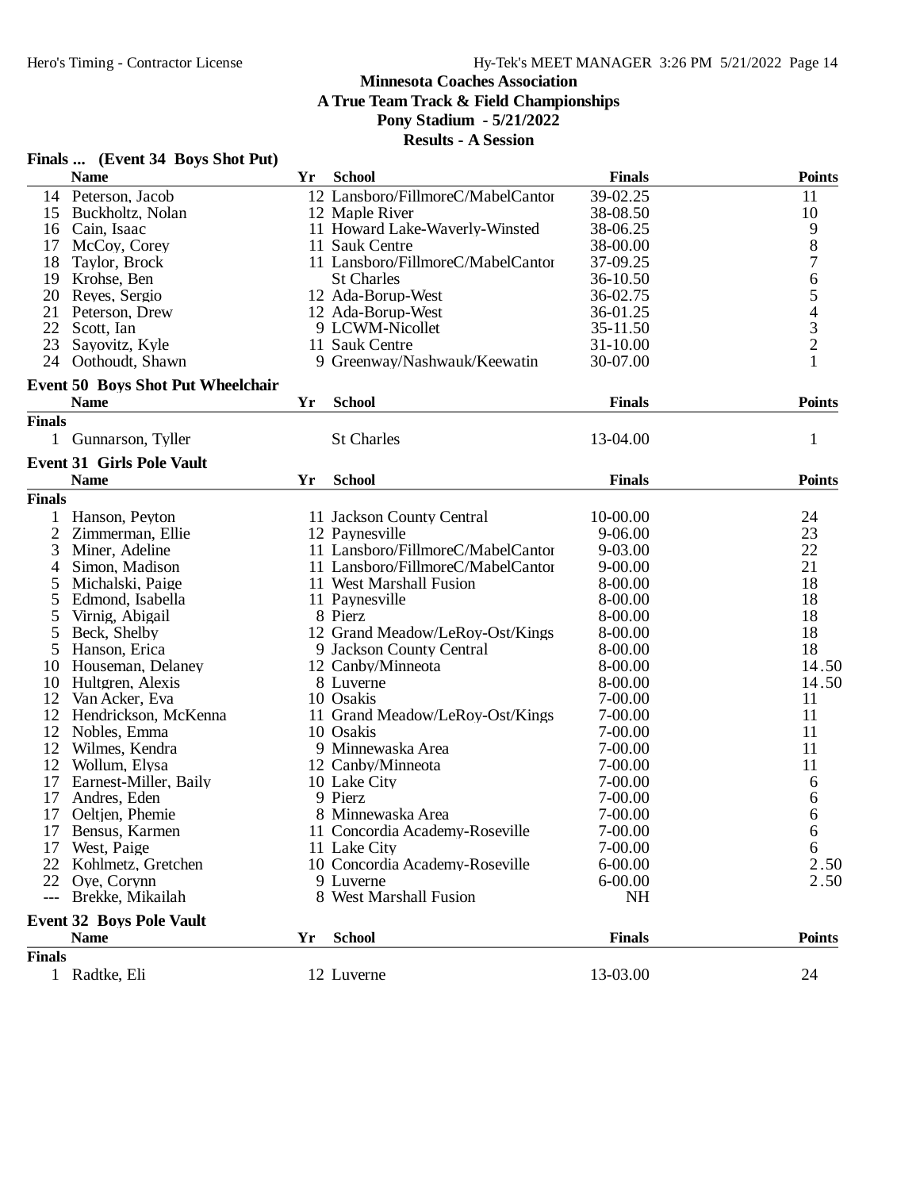## Minnesota Coaches Association
## A True Team Track & Field Championships
## Pony Stadium - 5/21/2022
## Results - A Session

### Finals ... (Event 34 Boys Shot Put)

| | Name | Yr | School | Finals | Points |
|---|---|---|---|---|---|
| 14 | Peterson, Jacob | 12 | Lansboro/FillmoreC/MabelCantor | 39-02.25 | 11 |
| 15 | Buckholtz, Nolan | 12 | Maple River | 38-08.50 | 10 |
| 16 | Cain, Isaac | 11 | Howard Lake-Waverly-Winsted | 38-06.25 | 9 |
| 17 | McCoy, Corey | 11 | Sauk Centre | 38-00.00 | 8 |
| 18 | Taylor, Brock | 11 | Lansboro/FillmoreC/MabelCantor | 37-09.25 | 7 |
| 19 | Krohse, Ben | | St Charles | 36-10.50 | 6 |
| 20 | Reyes, Sergio | 12 | Ada-Borup-West | 36-02.75 | 5 |
| 21 | Peterson, Drew | 12 | Ada-Borup-West | 36-01.25 | 4 |
| 22 | Scott, Ian | 9 | LCWM-Nicollet | 35-11.50 | 3 |
| 23 | Sayovitz, Kyle | 11 | Sauk Centre | 31-10.00 | 2 |
| 24 | Oothoudt, Shawn | 9 | Greenway/Nashwauk/Keewatin | 30-07.00 | 1 |

### Event 50 Boys Shot Put Wheelchair

| | Name | Yr | School | Finals | Points |
|---|---|---|---|---|---|
| **Finals** | | | | | |
| 1 | Gunnarson, Tyller | | St Charles | 13-04.00 | 1 |

### Event 31 Girls Pole Vault

| | Name | Yr | School | Finals | Points |
|---|---|---|---|---|---|
| **Finals** | | | | | |
| 1 | Hanson, Peyton | 11 | Jackson County Central | 10-00.00 | 24 |
| 2 | Zimmerman, Ellie | 12 | Paynesville | 9-06.00 | 23 |
| 3 | Miner, Adeline | 11 | Lansboro/FillmoreC/MabelCantor | 9-03.00 | 22 |
| 4 | Simon, Madison | 11 | Lansboro/FillmoreC/MabelCantor | 9-00.00 | 21 |
| 5 | Michalski, Paige | 11 | West Marshall Fusion | 8-00.00 | 18 |
| 5 | Edmond, Isabella | 11 | Paynesville | 8-00.00 | 18 |
| 5 | Virnig, Abigail | 8 | Pierz | 8-00.00 | 18 |
| 5 | Beck, Shelby | 12 | Grand Meadow/LeRoy-Ost/Kings | 8-00.00 | 18 |
| 5 | Hanson, Erica | 9 | Jackson County Central | 8-00.00 | 18 |
| 10 | Houseman, Delaney | 12 | Canby/Minneota | 8-00.00 | 14.50 |
| 10 | Hultgren, Alexis | 8 | Luverne | 8-00.00 | 14.50 |
| 12 | Van Acker, Eva | 10 | Osakis | 7-00.00 | 11 |
| 12 | Hendrickson, McKenna | 11 | Grand Meadow/LeRoy-Ost/Kings | 7-00.00 | 11 |
| 12 | Nobles, Emma | 10 | Osakis | 7-00.00 | 11 |
| 12 | Wilmes, Kendra | 9 | Minnewaska Area | 7-00.00 | 11 |
| 12 | Wollum, Elysa | 12 | Canby/Minneota | 7-00.00 | 11 |
| 17 | Earnest-Miller, Baily | 10 | Lake City | 7-00.00 | 6 |
| 17 | Andres, Eden | 9 | Pierz | 7-00.00 | 6 |
| 17 | Oeltjen, Phemie | 8 | Minnewaska Area | 7-00.00 | 6 |
| 17 | Bensus, Karmen | 11 | Concordia Academy-Roseville | 7-00.00 | 6 |
| 17 | West, Paige | 11 | Lake City | 7-00.00 | 6 |
| 22 | Kohlmetz, Gretchen | 10 | Concordia Academy-Roseville | 6-00.00 | 2.50 |
| 22 | Oye, Corynn | 9 | Luverne | 6-00.00 | 2.50 |
| --- | Brekke, Mikailah | 8 | West Marshall Fusion | NH | |

### Event 32 Boys Pole Vault

| | Name | Yr | School | Finals | Points |
|---|---|---|---|---|---|
| **Finals** | | | | | |
| 1 | Radtke, Eli | 12 | Luverne | 13-03.00 | 24 |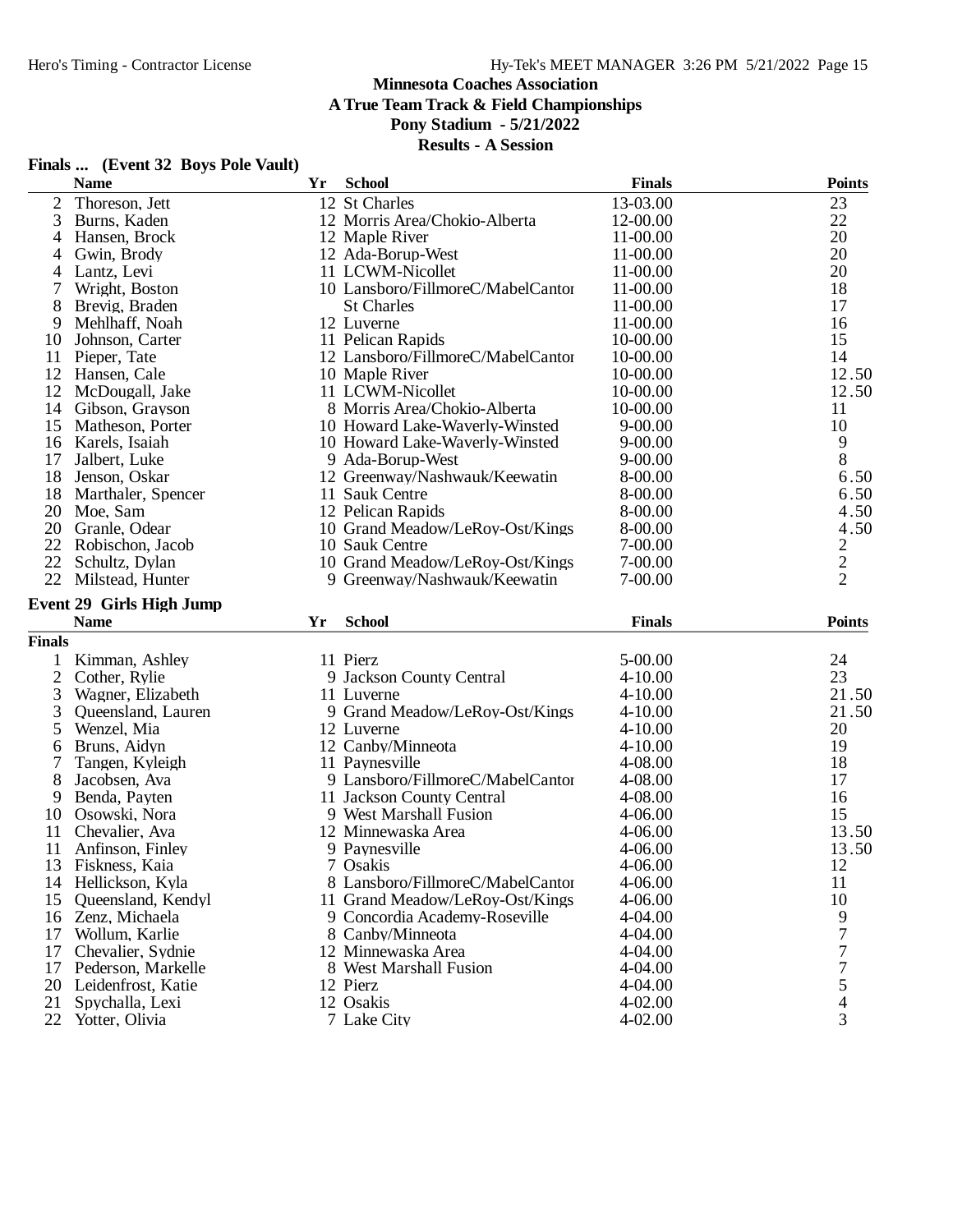## Minnesota Coaches Association
## A True Team Track & Field Championships
## Pony Stadium - 5/21/2022
## Results - A Session

### Finals ... (Event 32 Boys Pole Vault)

| | Name | Yr | School | Finals | Points |
|---|---|---|---|---|---|
| 2 | Thoreson, Jett | 12 | St Charles | 13-03.00 | 23 |
| 3 | Burns, Kaden | 12 | Morris Area/Chokio-Alberta | 12-00.00 | 22 |
| 4 | Hansen, Brock | 12 | Maple River | 11-00.00 | 20 |
| 4 | Gwin, Brody | 12 | Ada-Borup-West | 11-00.00 | 20 |
| 4 | Lantz, Levi | 11 | LCWM-Nicollet | 11-00.00 | 20 |
| 7 | Wright, Boston | 10 | Lansboro/FillmoreC/MabelCantor | 11-00.00 | 18 |
| 8 | Brevig, Braden | | St Charles | 11-00.00 | 17 |
| 9 | Mehlhaff, Noah | 12 | Luverne | 11-00.00 | 16 |
| 10 | Johnson, Carter | 11 | Pelican Rapids | 10-00.00 | 15 |
| 11 | Pieper, Tate | 12 | Lansboro/FillmoreC/MabelCantor | 10-00.00 | 14 |
| 12 | Hansen, Cale | 10 | Maple River | 10-00.00 | 12.50 |
| 12 | McDougall, Jake | 11 | LCWM-Nicollet | 10-00.00 | 12.50 |
| 14 | Gibson, Grayson | 8 | Morris Area/Chokio-Alberta | 10-00.00 | 11 |
| 15 | Matheson, Porter | 10 | Howard Lake-Waverly-Winsted | 9-00.00 | 10 |
| 16 | Karels, Isaiah | 10 | Howard Lake-Waverly-Winsted | 9-00.00 | 9 |
| 17 | Jalbert, Luke | 9 | Ada-Borup-West | 9-00.00 | 8 |
| 18 | Jenson, Oskar | 12 | Greenway/Nashwauk/Keewatin | 8-00.00 | 6.50 |
| 18 | Marthaler, Spencer | 11 | Sauk Centre | 8-00.00 | 6.50 |
| 20 | Moe, Sam | 12 | Pelican Rapids | 8-00.00 | 4.50 |
| 20 | Granle, Odear | 10 | Grand Meadow/LeRoy-Ost/Kings | 8-00.00 | 4.50 |
| 22 | Robischon, Jacob | 10 | Sauk Centre | 7-00.00 | 2 |
| 22 | Schultz, Dylan | 10 | Grand Meadow/LeRoy-Ost/Kings | 7-00.00 | 2 |
| 22 | Milstead, Hunter | 9 | Greenway/Nashwauk/Keewatin | 7-00.00 | 2 |

### Event 29 Girls High Jump

| | Name | Yr | School | Finals | Points |
|---|---|---|---|---|---|
| **Finals** | | | | | |
| 1 | Kimman, Ashley | 11 | Pierz | 5-00.00 | 24 |
| 2 | Cother, Rylie | 9 | Jackson County Central | 4-10.00 | 23 |
| 3 | Wagner, Elizabeth | 11 | Luverne | 4-10.00 | 21.50 |
| 3 | Queensland, Lauren | 9 | Grand Meadow/LeRoy-Ost/Kings | 4-10.00 | 21.50 |
| 5 | Wenzel, Mia | 12 | Luverne | 4-10.00 | 20 |
| 6 | Bruns, Aidyn | 12 | Canby/Minneota | 4-10.00 | 19 |
| 7 | Tangen, Kyleigh | 11 | Paynesville | 4-08.00 | 18 |
| 8 | Jacobsen, Ava | 9 | Lansboro/FillmoreC/MabelCantor | 4-08.00 | 17 |
| 9 | Benda, Payten | 11 | Jackson County Central | 4-08.00 | 16 |
| 10 | Osowski, Nora | 9 | West Marshall Fusion | 4-06.00 | 15 |
| 11 | Chevalier, Ava | 12 | Minnewaska Area | 4-06.00 | 13.50 |
| 11 | Anfinson, Finley | 9 | Paynesville | 4-06.00 | 13.50 |
| 13 | Fiskness, Kaia | 7 | Osakis | 4-06.00 | 12 |
| 14 | Hellickson, Kyla | 8 | Lansboro/FillmoreC/MabelCantor | 4-06.00 | 11 |
| 15 | Queensland, Kendyl | 11 | Grand Meadow/LeRoy-Ost/Kings | 4-06.00 | 10 |
| 16 | Zenz, Michaela | 9 | Concordia Academy-Roseville | 4-04.00 | 9 |
| 17 | Wollum, Karlie | 8 | Canby/Minneota | 4-04.00 | 7 |
| 17 | Chevalier, Sydnie | 12 | Minnewaska Area | 4-04.00 | 7 |
| 17 | Pederson, Markelle | 8 | West Marshall Fusion | 4-04.00 | 7 |
| 20 | Leidenfrost, Katie | 12 | Pierz | 4-04.00 | 5 |
| 21 | Spychalla, Lexi | 12 | Osakis | 4-02.00 | 4 |
| 22 | Yotter, Olivia | 7 | Lake City | 4-02.00 | 3 |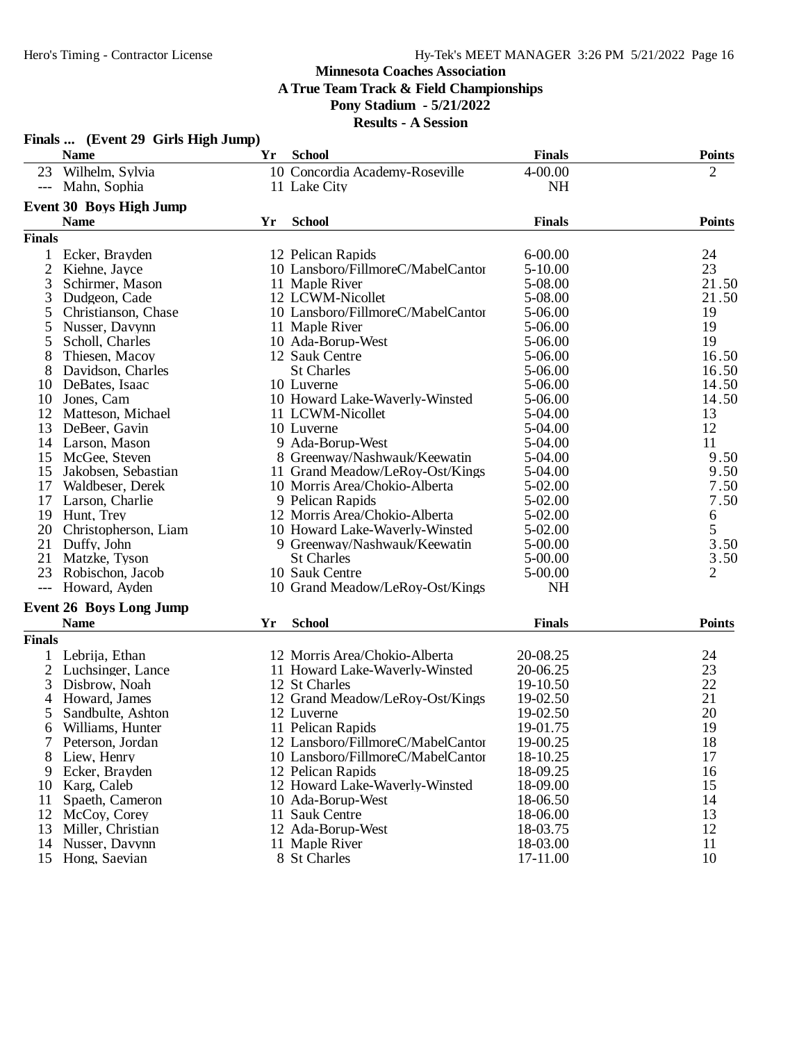## Minnesota Coaches Association
## A True Team Track & Field Championships
## Pony Stadium - 5/21/2022
## Results - A Session

### Finals ... (Event 29 Girls High Jump)

| | Name | Yr | School | Finals | Points |
|---|---|---|---|---|---|
| 23 | Wilhelm, Sylvia | 10 | Concordia Academy-Roseville | 4-00.00 | 2 |
| --- | Mahn, Sophia | 11 | Lake City | NH | |

### Event 30 Boys High Jump

**Finals**

| | Name | Yr | School | Finals | Points |
|---|---|---|---|---|---|
| 1 | Ecker, Brayden | 12 | Pelican Rapids | 6-00.00 | 24 |
| 2 | Kiehne, Jayce | 10 | Lansboro/FillmoreC/MabelCantor | 5-10.00 | 23 |
| 3 | Schirmer, Mason | 11 | Maple River | 5-08.00 | 21.50 |
| 3 | Dudgeon, Cade | 12 | LCWM-Nicollet | 5-08.00 | 21.50 |
| 5 | Christianson, Chase | 10 | Lansboro/FillmoreC/MabelCantor | 5-06.00 | 19 |
| 5 | Nusser, Davynn | 11 | Maple River | 5-06.00 | 19 |
| 5 | Scholl, Charles | 10 | Ada-Borup-West | 5-06.00 | 19 |
| 8 | Thiesen, Macoy | 12 | Sauk Centre | 5-06.00 | 16.50 |
| 8 | Davidson, Charles | | St Charles | 5-06.00 | 16.50 |
| 10 | DeBates, Isaac | 10 | Luverne | 5-06.00 | 14.50 |
| 10 | Jones, Cam | 10 | Howard Lake-Waverly-Winsted | 5-06.00 | 14.50 |
| 12 | Matteson, Michael | 11 | LCWM-Nicollet | 5-04.00 | 13 |
| 13 | DeBeer, Gavin | 10 | Luverne | 5-04.00 | 12 |
| 14 | Larson, Mason | 9 | Ada-Borup-West | 5-04.00 | 11 |
| 15 | McGee, Steven | 8 | Greenway/Nashwauk/Keewatin | 5-04.00 | 9.50 |
| 15 | Jakobsen, Sebastian | 11 | Grand Meadow/LeRoy-Ost/Kings | 5-04.00 | 9.50 |
| 17 | Waldbeser, Derek | 10 | Morris Area/Chokio-Alberta | 5-02.00 | 7.50 |
| 17 | Larson, Charlie | 9 | Pelican Rapids | 5-02.00 | 7.50 |
| 19 | Hunt, Trey | 12 | Morris Area/Chokio-Alberta | 5-02.00 | 6 |
| 20 | Christopherson, Liam | 10 | Howard Lake-Waverly-Winsted | 5-02.00 | 5 |
| 21 | Duffy, John | 9 | Greenway/Nashwauk/Keewatin | 5-00.00 | 3.50 |
| 21 | Matzke, Tyson | | St Charles | 5-00.00 | 3.50 |
| 23 | Robischon, Jacob | 10 | Sauk Centre | 5-00.00 | 2 |
| --- | Howard, Ayden | 10 | Grand Meadow/LeRoy-Ost/Kings | NH | |

### Event 26 Boys Long Jump

**Finals**

| | Name | Yr | School | Finals | Points |
|---|---|---|---|---|---|
| 1 | Lebrija, Ethan | 12 | Morris Area/Chokio-Alberta | 20-08.25 | 24 |
| 2 | Luchsinger, Lance | 11 | Howard Lake-Waverly-Winsted | 20-06.25 | 23 |
| 3 | Disbrow, Noah | 12 | St Charles | 19-10.50 | 22 |
| 4 | Howard, James | 12 | Grand Meadow/LeRoy-Ost/Kings | 19-02.50 | 21 |
| 5 | Sandbulte, Ashton | 12 | Luverne | 19-02.50 | 20 |
| 6 | Williams, Hunter | 11 | Pelican Rapids | 19-01.75 | 19 |
| 7 | Peterson, Jordan | 12 | Lansboro/FillmoreC/MabelCantor | 19-00.25 | 18 |
| 8 | Liew, Henry | 10 | Lansboro/FillmoreC/MabelCantor | 18-10.25 | 17 |
| 9 | Ecker, Brayden | 12 | Pelican Rapids | 18-09.25 | 16 |
| 10 | Karg, Caleb | 12 | Howard Lake-Waverly-Winsted | 18-09.00 | 15 |
| 11 | Spaeth, Cameron | 10 | Ada-Borup-West | 18-06.50 | 14 |
| 12 | McCoy, Corey | 11 | Sauk Centre | 18-06.00 | 13 |
| 13 | Miller, Christian | 12 | Ada-Borup-West | 18-03.75 | 12 |
| 14 | Nusser, Davynn | 11 | Maple River | 18-03.00 | 11 |
| 15 | Hong, Saevian | 8 | St Charles | 17-11.00 | 10 |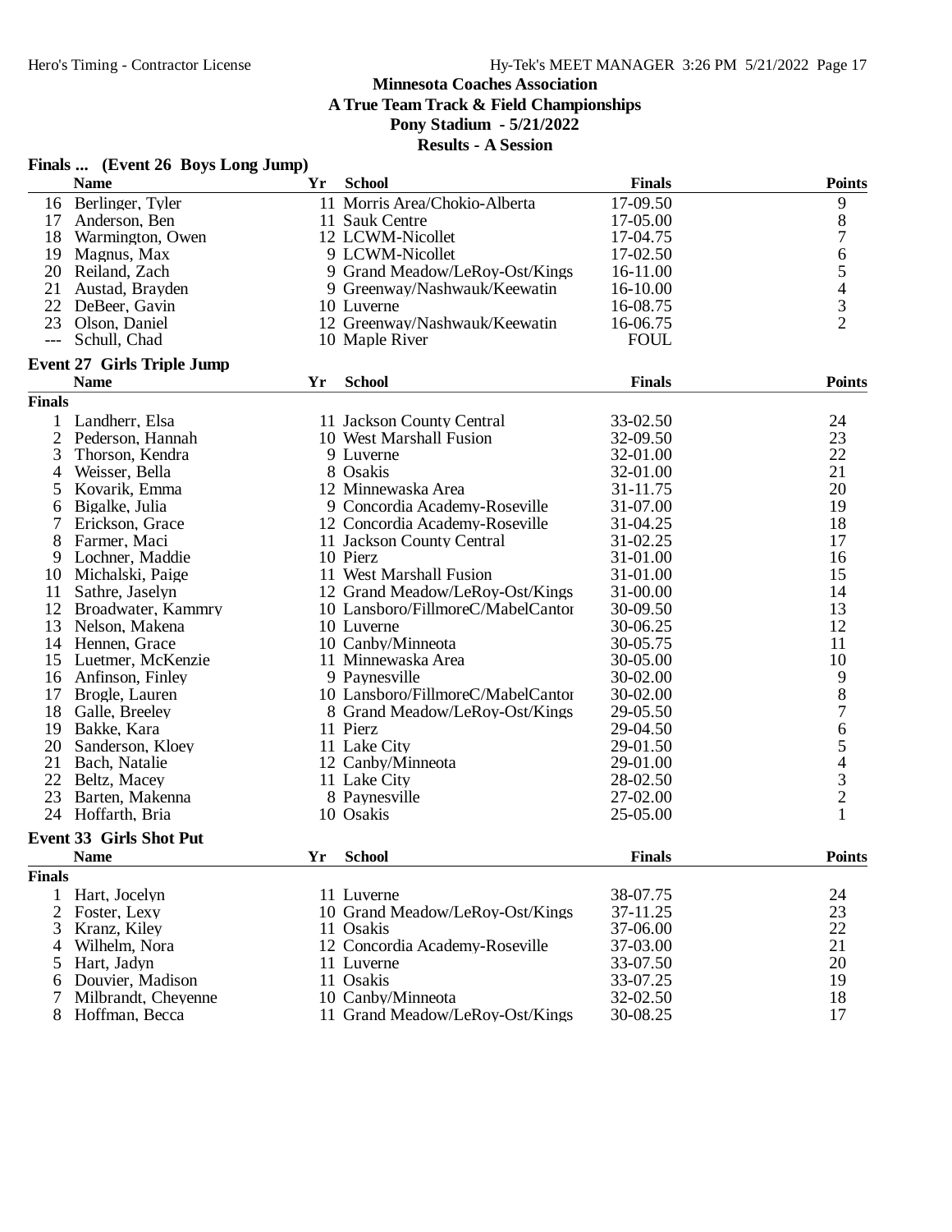# Minnesota Coaches Association
## A True Team Track & Field Championships
### Pony Stadium - 5/21/2022
### Results - A Session

**Finals ... (Event 26 Boys Long Jump)**

| | Name | Yr | School | Finals | Points |
|---|---|---|---|---|---|
| 16 | Berlinger, Tyler | 11 | Morris Area/Chokio-Alberta | 17-09.50 | 9 |
| 17 | Anderson, Ben | 11 | Sauk Centre | 17-05.00 | 8 |
| 18 | Warmington, Owen | 12 | LCWM-Nicollet | 17-04.75 | 7 |
| 19 | Magnus, Max | 9 | LCWM-Nicollet | 17-02.50 | 6 |
| 20 | Reiland, Zach | 9 | Grand Meadow/LeRoy-Ost/Kings | 16-11.00 | 5 |
| 21 | Austad, Brayden | 9 | Greenway/Nashwauk/Keewatin | 16-10.00 | 4 |
| 22 | DeBeer, Gavin | 10 | Luverne | 16-08.75 | 3 |
| 23 | Olson, Daniel | 12 | Greenway/Nashwauk/Keewatin | 16-06.75 | 2 |
| --- | Schull, Chad | 10 | Maple River | FOUL | |

**Event 27 Girls Triple Jump**

**Finals**

| | Name | Yr | School | Finals | Points |
|---|---|---|---|---|---|
| 1 | Landherr, Elsa | 11 | Jackson County Central | 33-02.50 | 24 |
| 2 | Pederson, Hannah | 10 | West Marshall Fusion | 32-09.50 | 23 |
| 3 | Thorson, Kendra | 9 | Luverne | 32-01.00 | 22 |
| 4 | Weisser, Bella | 8 | Osakis | 32-01.00 | 21 |
| 5 | Kovarik, Emma | 12 | Minnewaska Area | 31-11.75 | 20 |
| 6 | Bigalke, Julia | 9 | Concordia Academy-Roseville | 31-07.00 | 19 |
| 7 | Erickson, Grace | 12 | Concordia Academy-Roseville | 31-04.25 | 18 |
| 8 | Farmer, Maci | 11 | Jackson County Central | 31-02.25 | 17 |
| 9 | Lochner, Maddie | 10 | Pierz | 31-01.00 | 16 |
| 10 | Michalski, Paige | 11 | West Marshall Fusion | 31-01.00 | 15 |
| 11 | Sathre, Jaselyn | 12 | Grand Meadow/LeRoy-Ost/Kings | 31-00.00 | 14 |
| 12 | Broadwater, Kammry | 10 | Lansboro/FillmoreC/MabelCantor | 30-09.50 | 13 |
| 13 | Nelson, Makena | 10 | Luverne | 30-06.25 | 12 |
| 14 | Hennen, Grace | 10 | Canby/Minneota | 30-05.75 | 11 |
| 15 | Luetmer, McKenzie | 11 | Minnewaska Area | 30-05.00 | 10 |
| 16 | Anfinson, Finley | 9 | Paynesville | 30-02.00 | 9 |
| 17 | Brogle, Lauren | 10 | Lansboro/FillmoreC/MabelCantor | 30-02.00 | 8 |
| 18 | Galle, Breeley | 8 | Grand Meadow/LeRoy-Ost/Kings | 29-05.50 | 7 |
| 19 | Bakke, Kara | 11 | Pierz | 29-04.50 | 6 |
| 20 | Sanderson, Kloey | 11 | Lake City | 29-01.50 | 5 |
| 21 | Bach, Natalie | 12 | Canby/Minneota | 29-01.00 | 4 |
| 22 | Beltz, Macey | 11 | Lake City | 28-02.50 | 3 |
| 23 | Barten, Makenna | 8 | Paynesville | 27-02.00 | 2 |
| 24 | Hoffarth, Bria | 10 | Osakis | 25-05.00 | 1 |

**Event 33 Girls Shot Put**

**Finals**

| | Name | Yr | School | Finals | Points |
|---|---|---|---|---|---|
| 1 | Hart, Jocelyn | 11 | Luverne | 38-07.75 | 24 |
| 2 | Foster, Lexy | 10 | Grand Meadow/LeRoy-Ost/Kings | 37-11.25 | 23 |
| 3 | Kranz, Kiley | 11 | Osakis | 37-06.00 | 22 |
| 4 | Wilhelm, Nora | 12 | Concordia Academy-Roseville | 37-03.00 | 21 |
| 5 | Hart, Jadyn | 11 | Luverne | 33-07.50 | 20 |
| 6 | Douvier, Madison | 11 | Osakis | 33-07.25 | 19 |
| 7 | Milbrandt, Cheyenne | 10 | Canby/Minneota | 32-02.50 | 18 |
| 8 | Hoffman, Becca | 11 | Grand Meadow/LeRoy-Ost/Kings | 30-08.25 | 17 |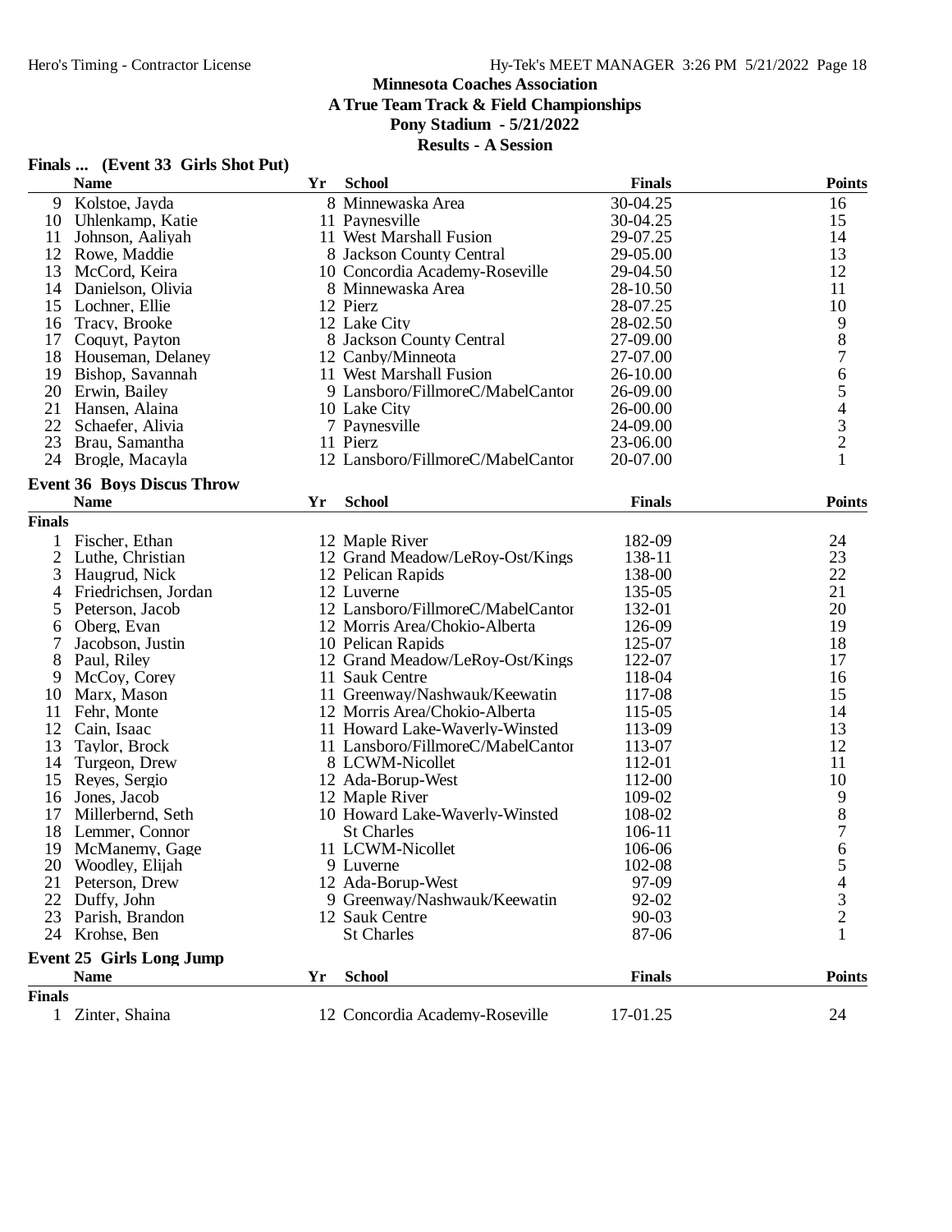## Minnesota Coaches Association
## A True Team Track & Field Championships
## Pony Stadium - 5/21/2022
## Results - A Session

### Finals ... (Event 33 Girls Shot Put)

| | Name | Yr | School | Finals | Points |
|---|---|---|---|---|---|
| 9 | Kolstoe, Jayda | 8 | Minnewaska Area | 30-04.25 | 16 |
| 10 | Uhlenkamp, Katie | 11 | Paynesville | 30-04.25 | 15 |
| 11 | Johnson, Aaliyah | 11 | West Marshall Fusion | 29-07.25 | 14 |
| 12 | Rowe, Maddie | 8 | Jackson County Central | 29-05.00 | 13 |
| 13 | McCord, Keira | 10 | Concordia Academy-Roseville | 29-04.50 | 12 |
| 14 | Danielson, Olivia | 8 | Minnewaska Area | 28-10.50 | 11 |
| 15 | Lochner, Ellie | 12 | Pierz | 28-07.25 | 10 |
| 16 | Tracy, Brooke | 12 | Lake City | 28-02.50 | 9 |
| 17 | Coquyt, Payton | 8 | Jackson County Central | 27-09.00 | 8 |
| 18 | Houseman, Delaney | 12 | Canby/Minneota | 27-07.00 | 7 |
| 19 | Bishop, Savannah | 11 | West Marshall Fusion | 26-10.00 | 6 |
| 20 | Erwin, Bailey | 9 | Lansboro/FillmoreC/MabelCantor | 26-09.00 | 5 |
| 21 | Hansen, Alaina | 10 | Lake City | 26-00.00 | 4 |
| 22 | Schaefer, Alivia | 7 | Paynesville | 24-09.00 | 3 |
| 23 | Brau, Samantha | 11 | Pierz | 23-06.00 | 2 |
| 24 | Brogle, Macayla | 12 | Lansboro/FillmoreC/MabelCantor | 20-07.00 | 1 |

### Event 36 Boys Discus Throw

**Finals**

| | Name | Yr | School | Finals | Points |
|---|---|---|---|---|---|
| 1 | Fischer, Ethan | 12 | Maple River | 182-09 | 24 |
| 2 | Luthe, Christian | 12 | Grand Meadow/LeRoy-Ost/Kings | 138-11 | 23 |
| 3 | Haugrud, Nick | 12 | Pelican Rapids | 138-00 | 22 |
| 4 | Friedrichsen, Jordan | 12 | Luverne | 135-05 | 21 |
| 5 | Peterson, Jacob | 12 | Lansboro/FillmoreC/MabelCantor | 132-01 | 20 |
| 6 | Oberg, Evan | 12 | Morris Area/Chokio-Alberta | 126-09 | 19 |
| 7 | Jacobson, Justin | 10 | Pelican Rapids | 125-07 | 18 |
| 8 | Paul, Riley | 12 | Grand Meadow/LeRoy-Ost/Kings | 122-07 | 17 |
| 9 | McCoy, Corey | 11 | Sauk Centre | 118-04 | 16 |
| 10 | Marx, Mason | 11 | Greenway/Nashwauk/Keewatin | 117-08 | 15 |
| 11 | Fehr, Monte | 12 | Morris Area/Chokio-Alberta | 115-05 | 14 |
| 12 | Cain, Isaac | 11 | Howard Lake-Waverly-Winsted | 113-09 | 13 |
| 13 | Taylor, Brock | 11 | Lansboro/FillmoreC/MabelCantor | 113-07 | 12 |
| 14 | Turgeon, Drew | 8 | LCWM-Nicollet | 112-01 | 11 |
| 15 | Reyes, Sergio | 12 | Ada-Borup-West | 112-00 | 10 |
| 16 | Jones, Jacob | 12 | Maple River | 109-02 | 9 |
| 17 | Millerbernd, Seth | 10 | Howard Lake-Waverly-Winsted | 108-02 | 8 |
| 18 | Lemmer, Connor | | St Charles | 106-11 | 7 |
| 19 | McManemy, Gage | 11 | LCWM-Nicollet | 106-06 | 6 |
| 20 | Woodley, Elijah | 9 | Luverne | 102-08 | 5 |
| 21 | Peterson, Drew | 12 | Ada-Borup-West | 97-09 | 4 |
| 22 | Duffy, John | 9 | Greenway/Nashwauk/Keewatin | 92-02 | 3 |
| 23 | Parish, Brandon | 12 | Sauk Centre | 90-03 | 2 |
| 24 | Krohse, Ben | | St Charles | 87-06 | 1 |

### Event 25 Girls Long Jump

**Finals**

| | Name | Yr | School | Finals | Points |
|---|---|---|---|---|---|
| 1 | Zinter, Shaina | 12 | Concordia Academy-Roseville | 17-01.25 | 24 |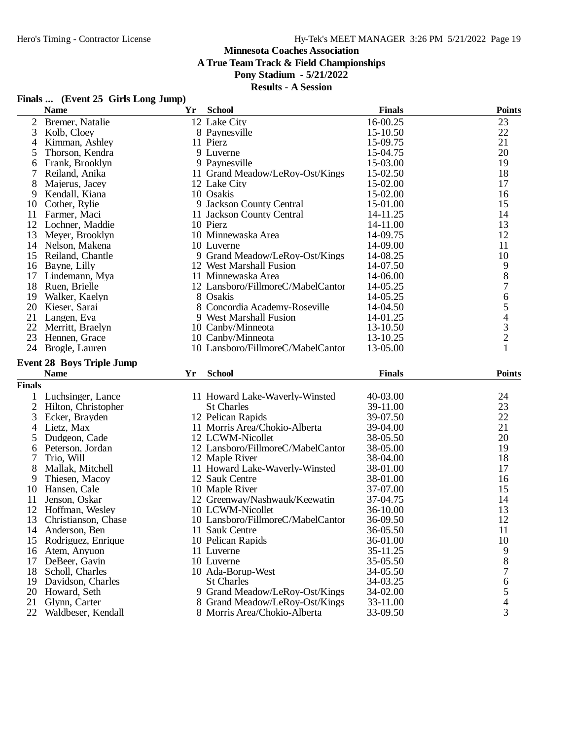Minnesota Coaches Association

A True Team Track & Field Championships

Pony Stadium - 5/21/2022

Results - A Session

## Finals ... (Event 25 Girls Long Jump)

| | Name | Yr | School | Finals | Points |
|---|---|---|---|---|---|
| 2 | Bremer, Natalie | 12 | Lake City | 16-00.25 | 23 |
| 3 | Kolb, Cloey | 8 | Paynesville | 15-10.50 | 22 |
| 4 | Kimman, Ashley | 11 | Pierz | 15-09.75 | 21 |
| 5 | Thorson, Kendra | 9 | Luverne | 15-04.75 | 20 |
| 6 | Frank, Brooklyn | 9 | Paynesville | 15-03.00 | 19 |
| 7 | Reiland, Anika | 11 | Grand Meadow/LeRoy-Ost/Kings | 15-02.50 | 18 |
| 8 | Majerus, Jacey | 12 | Lake City | 15-02.00 | 17 |
| 9 | Kendall, Kiana | 10 | Osakis | 15-02.00 | 16 |
| 10 | Cother, Rylie | 9 | Jackson County Central | 15-01.00 | 15 |
| 11 | Farmer, Maci | 11 | Jackson County Central | 14-11.25 | 14 |
| 12 | Lochner, Maddie | 10 | Pierz | 14-11.00 | 13 |
| 13 | Meyer, Brooklyn | 10 | Minnewaska Area | 14-09.75 | 12 |
| 14 | Nelson, Makena | 10 | Luverne | 14-09.00 | 11 |
| 15 | Reiland, Chantle | 9 | Grand Meadow/LeRoy-Ost/Kings | 14-08.25 | 10 |
| 16 | Bayne, Lilly | 12 | West Marshall Fusion | 14-07.50 | 9 |
| 17 | Lindemann, Mya | 11 | Minnewaska Area | 14-06.00 | 8 |
| 18 | Ruen, Brielle | 12 | Lansboro/FillmoreC/MabelCantor | 14-05.25 | 7 |
| 19 | Walker, Kaelyn | 8 | Osakis | 14-05.25 | 6 |
| 20 | Kieser, Sarai | 8 | Concordia Academy-Roseville | 14-04.50 | 5 |
| 21 | Langen, Eva | 9 | West Marshall Fusion | 14-01.25 | 4 |
| 22 | Merritt, Braelyn | 10 | Canby/Minneota | 13-10.50 | 3 |
| 23 | Hennen, Grace | 10 | Canby/Minneota | 13-10.25 | 2 |
| 24 | Brogle, Lauren | 10 | Lansboro/FillmoreC/MabelCantor | 13-05.00 | 1 |

## Event 28 Boys Triple Jump

| | Name | Yr | School | Finals | Points |
|---|---|---|---|---|---|
| **Finals** | | | | | |
| 1 | Luchsinger, Lance | 11 | Howard Lake-Waverly-Winsted | 40-03.00 | 24 |
| 2 | Hilton, Christopher | | St Charles | 39-11.00 | 23 |
| 3 | Ecker, Brayden | 12 | Pelican Rapids | 39-07.50 | 22 |
| 4 | Lietz, Max | 11 | Morris Area/Chokio-Alberta | 39-04.00 | 21 |
| 5 | Dudgeon, Cade | 12 | LCWM-Nicollet | 38-05.50 | 20 |
| 6 | Peterson, Jordan | 12 | Lansboro/FillmoreC/MabelCantor | 38-05.00 | 19 |
| 7 | Trio, Will | 12 | Maple River | 38-04.00 | 18 |
| 8 | Mallak, Mitchell | 11 | Howard Lake-Waverly-Winsted | 38-01.00 | 17 |
| 9 | Thiesen, Macoy | 12 | Sauk Centre | 38-01.00 | 16 |
| 10 | Hansen, Cale | 10 | Maple River | 37-07.00 | 15 |
| 11 | Jenson, Oskar | 12 | Greenway/Nashwauk/Keewatin | 37-04.75 | 14 |
| 12 | Hoffman, Wesley | 10 | LCWM-Nicollet | 36-10.00 | 13 |
| 13 | Christianson, Chase | 10 | Lansboro/FillmoreC/MabelCantor | 36-09.50 | 12 |
| 14 | Anderson, Ben | 11 | Sauk Centre | 36-05.50 | 11 |
| 15 | Rodriguez, Enrique | 10 | Pelican Rapids | 36-01.00 | 10 |
| 16 | Atem, Anyuon | 11 | Luverne | 35-11.25 | 9 |
| 17 | DeBeer, Gavin | 10 | Luverne | 35-05.50 | 8 |
| 18 | Scholl, Charles | 10 | Ada-Borup-West | 34-05.50 | 7 |
| 19 | Davidson, Charles | | St Charles | 34-03.25 | 6 |
| 20 | Howard, Seth | 9 | Grand Meadow/LeRoy-Ost/Kings | 34-02.00 | 5 |
| 21 | Glynn, Carter | 8 | Grand Meadow/LeRoy-Ost/Kings | 33-11.00 | 4 |
| 22 | Waldbeser, Kendall | 8 | Morris Area/Chokio-Alberta | 33-09.50 | 3 |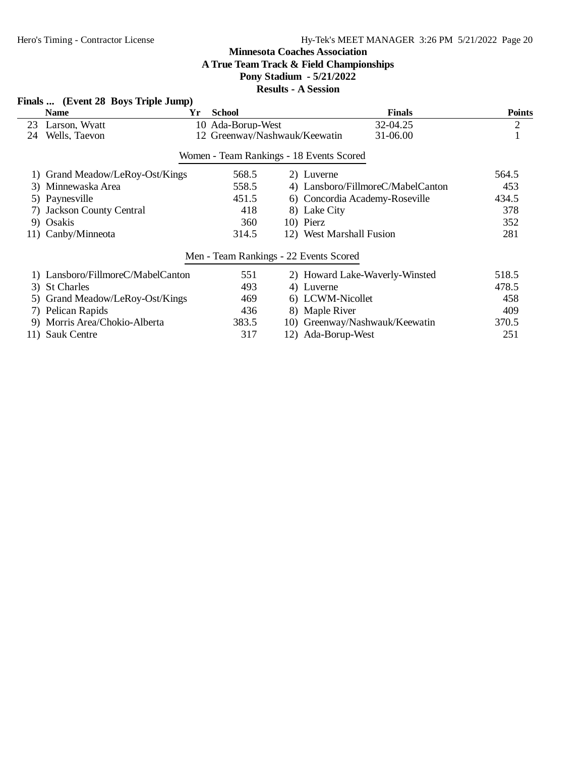**Minnesota Coaches Association**
**A True Team Track & Field Championships**
**Pony Stadium - 5/21/2022**
**Results - A Session**

### Finals ... (Event 28 Boys Triple Jump)

| | Name | Yr | School | Finals | Points |
|---|---|---|---|---|---|
| 23 | Larson, Wyatt | 10 | Ada-Borup-West | 32-04.25 | 2 |
| 24 | Wells, Taevon | 12 | Greenway/Nashwauk/Keewatin | 31-06.00 | 1 |

### Women - Team Rankings - 18 Events Scored

| | | | | | |
|---|---|---|---|---|---|
| 1) | Grand Meadow/LeRoy-Ost/Kings | 568.5 | 2) | Luverne | 564.5 |
| 3) | Minnewaska Area | 558.5 | 4) | Lansboro/FillmoreC/MabelCanton | 453 |
| 5) | Paynesville | 451.5 | 6) | Concordia Academy-Roseville | 434.5 |
| 7) | Jackson County Central | 418 | 8) | Lake City | 378 |
| 9) | Osakis | 360 | 10) | Pierz | 352 |
| 11) | Canby/Minneota | 314.5 | 12) | West Marshall Fusion | 281 |

### Men - Team Rankings - 22 Events Scored

| | | | | | |
|---|---|---|---|---|---|
| 1) | Lansboro/FillmoreC/MabelCanton | 551 | 2) | Howard Lake-Waverly-Winsted | 518.5 |
| 3) | St Charles | 493 | 4) | Luverne | 478.5 |
| 5) | Grand Meadow/LeRoy-Ost/Kings | 469 | 6) | LCWM-Nicollet | 458 |
| 7) | Pelican Rapids | 436 | 8) | Maple River | 409 |
| 9) | Morris Area/Chokio-Alberta | 383.5 | 10) | Greenway/Nashwauk/Keewatin | 370.5 |
| 11) | Sauk Centre | 317 | 12) | Ada-Borup-West | 251 |